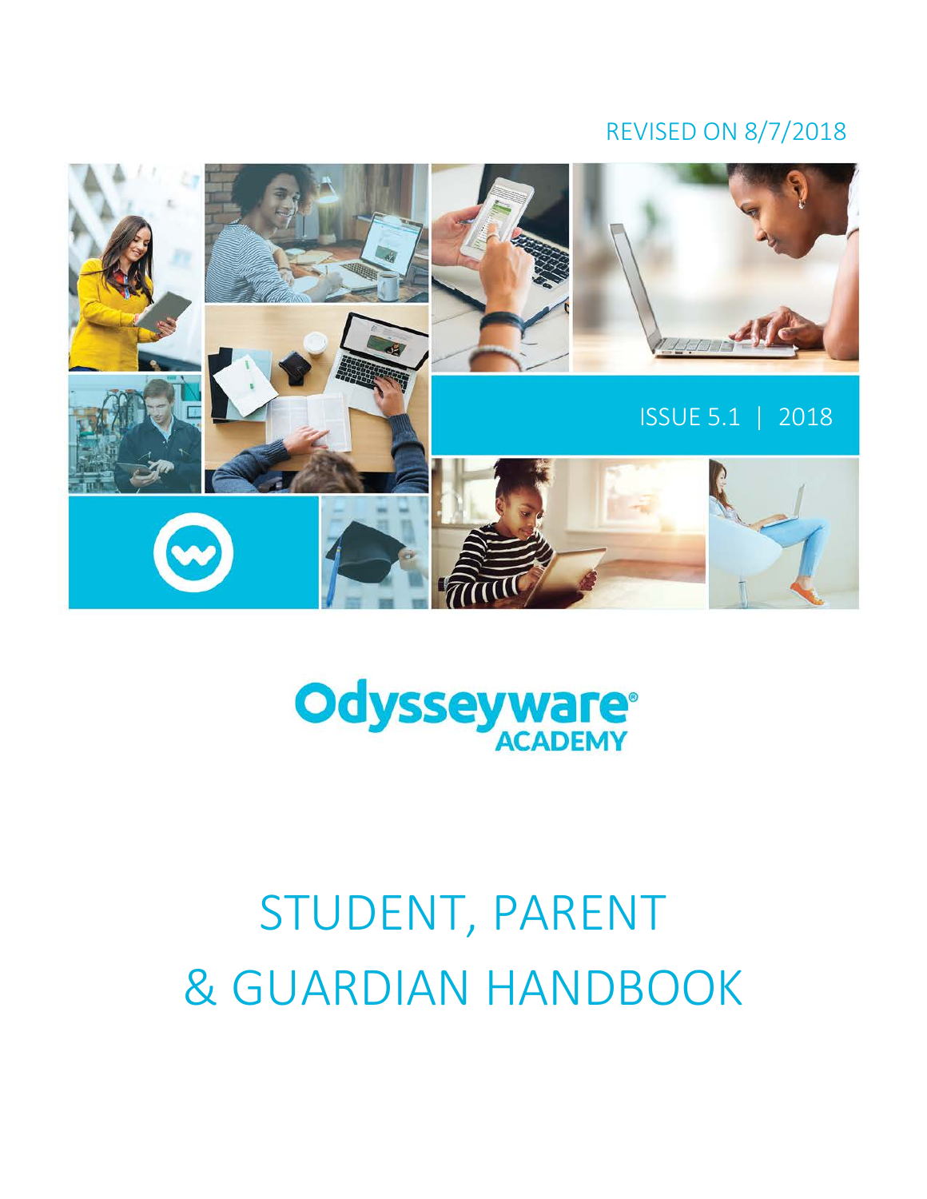REVISED ON 8/7/2018

ISSUE 5.1 | 2018

Odysseyware® ACADEMY

# STUDENT, PARENT & GUARDIAN HANDBOOK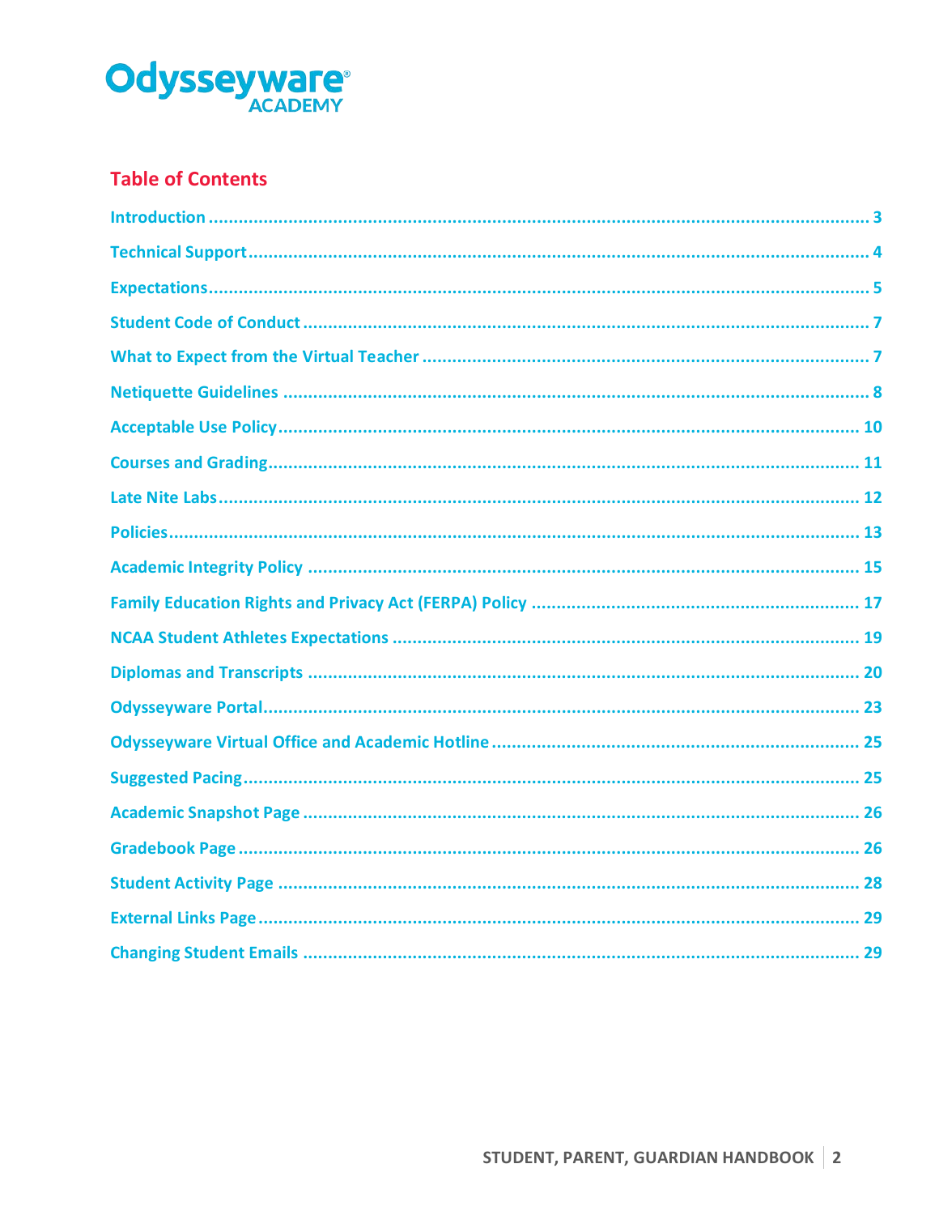Odysseyware ACADEMY

## Table of Contents

- Introduction ........................................................................ 3
- Technical Support ........................................................................ 4
- Expectations ........................................................................ 5
- Student Code of Conduct ........................................................................ 7
- What to Expect from the Virtual Teacher ........................................................................ 7
- Netiquette Guidelines ........................................................................ 8
- Acceptable Use Policy ........................................................................ 10
- Courses and Grading ........................................................................ 11
- Late Nite Labs ........................................................................ 12
- Policies ........................................................................ 13
- Academic Integrity Policy ........................................................................ 15
- Family Education Rights and Privacy Act (FERPA) Policy ........................................................................ 17
- NCAA Student Athletes Expectations ........................................................................ 19
- Diplomas and Transcripts ........................................................................ 20
- Odysseyware Portal ........................................................................ 23
- Odysseyware Virtual Office and Academic Hotline ........................................................................ 25
- Suggested Pacing ........................................................................ 25
- Academic Snapshot Page ........................................................................ 26
- Gradebook Page ........................................................................ 26
- Student Activity Page ........................................................................ 28
- External Links Page ........................................................................ 29
- Changing Student Emails ........................................................................ 29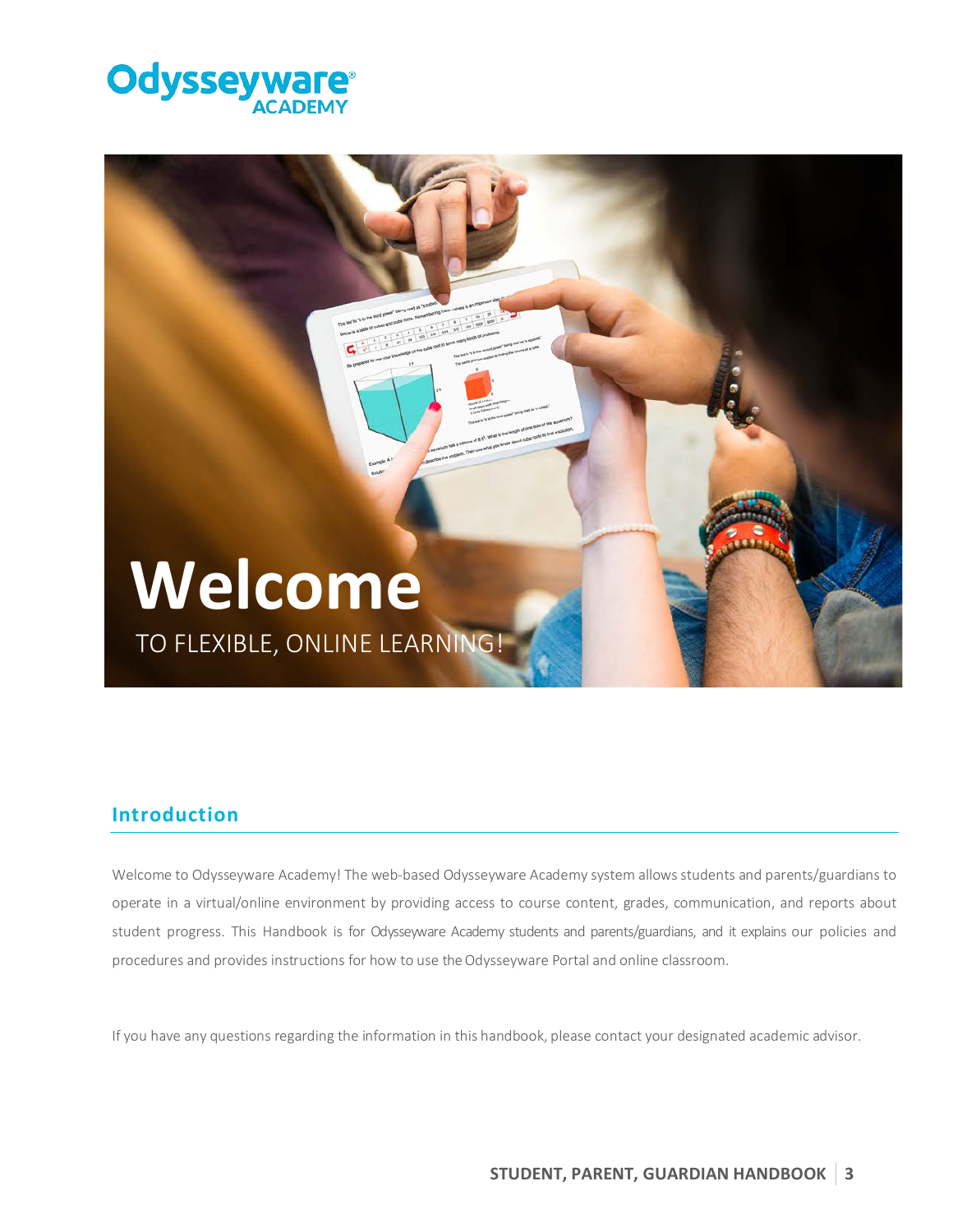# Welcome

TO FLEXIBLE, ONLINE LEARNING!

## Introduction

Welcome to Odysseyware Academy! The web-based Odysseyware Academy system allows students and parents/guardians to operate in a virtual/online environment by providing access to course content, grades, communication, and reports about student progress. This Handbook is for Odysseyware Academy students and parents/guardians, and it explains our policies and procedures and provides instructions for how to use the Odysseyware Portal and online classroom.

If you have any questions regarding the information in this handbook, please contact your designated academic advisor.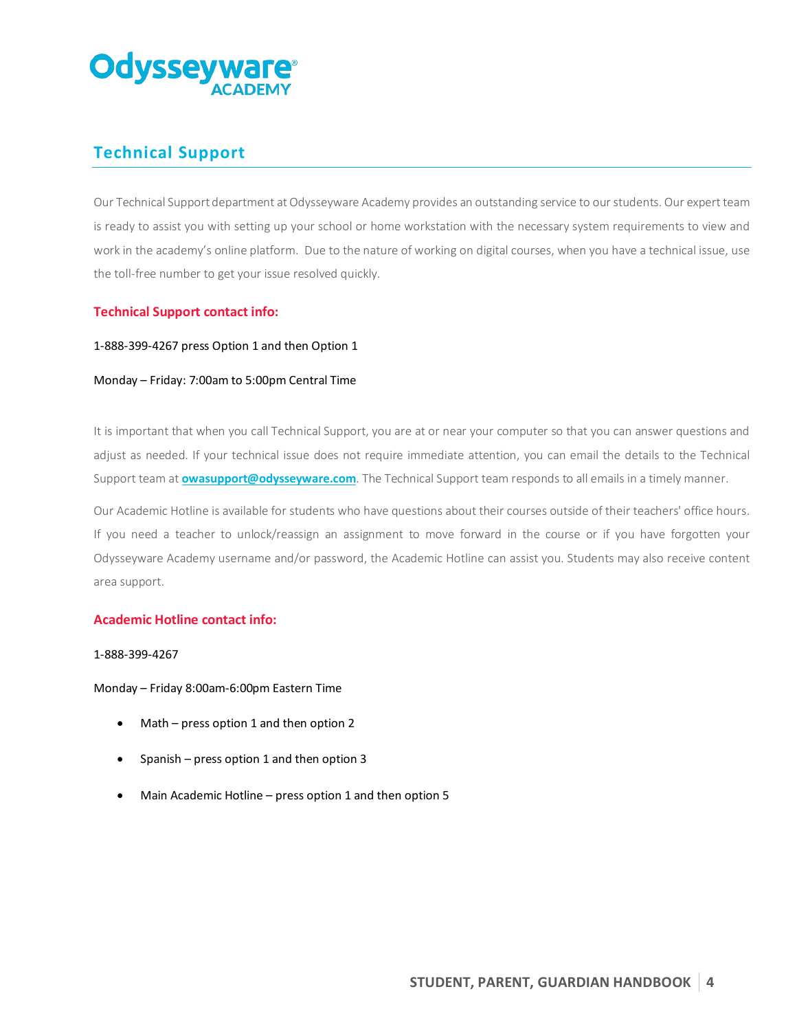## Technical Support

Our Technical Support department at Odysseyware Academy provides an outstanding service to our students. Our expert team is ready to assist you with setting up your school or home workstation with the necessary system requirements to view and work in the academy's online platform. Due to the nature of working on digital courses, when you have a technical issue, use the toll-free number to get your issue resolved quickly.

**Technical Support contact info:**

1-888-399-4267 press Option 1 and then Option 1

Monday – Friday: 7:00am to 5:00pm Central Time

It is important that when you call Technical Support, you are at or near your computer so that you can answer questions and adjust as needed. If your technical issue does not require immediate attention, you can email the details to the Technical Support team at **owasupport@odysseyware.com**. The Technical Support team responds to all emails in a timely manner.

Our Academic Hotline is available for students who have questions about their courses outside of their teachers' office hours. If you need a teacher to unlock/reassign an assignment to move forward in the course or if you have forgotten your Odysseyware Academy username and/or password, the Academic Hotline can assist you. Students may also receive content area support.

**Academic Hotline contact info:**

1-888-399-4267

Monday – Friday 8:00am-6:00pm Eastern Time

- Math – press option 1 and then option 2
- Spanish – press option 1 and then option 3
- Main Academic Hotline – press option 1 and then option 5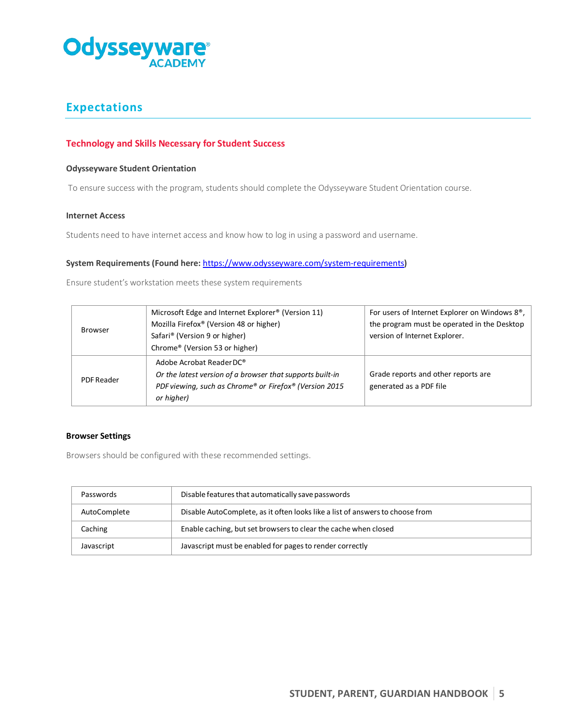## Expectations

### Technology and Skills Necessary for Student Success

**Odysseyware Student Orientation**

To ensure success with the program, students should complete the Odysseyware Student Orientation course.

**Internet Access**

Students need to have internet access and know how to log in using a password and username.

**System Requirements (Found here: [https://www.odysseyware.com/system-requirements](https://www.odysseyware.com/system-requirements))**

Ensure student's workstation meets these system requirements

| | | |
|---|---|---|
| Browser | Microsoft Edge and Internet Explorer® (Version 11)<br>Mozilla Firefox® (Version 48 or higher)<br>Safari® (Version 9 or higher)<br>Chrome® (Version 53 or higher) | For users of Internet Explorer on Windows 8®, the program must be operated in the Desktop version of Internet Explorer. |
| PDF Reader | Adobe Acrobat Reader DC®<br>*Or the latest version of a browser that supports built-in PDF viewing, such as Chrome® or Firefox® (Version 2015 or higher)* | Grade reports and other reports are generated as a PDF file |

**Browser Settings**

Browsers should be configured with these recommended settings.

| | |
|---|---|
| Passwords | Disable features that automatically save passwords |
| AutoComplete | Disable AutoComplete, as it often looks like a list of answers to choose from |
| Caching | Enable caching, but set browsers to clear the cache when closed |
| Javascript | Javascript must be enabled for pages to render correctly |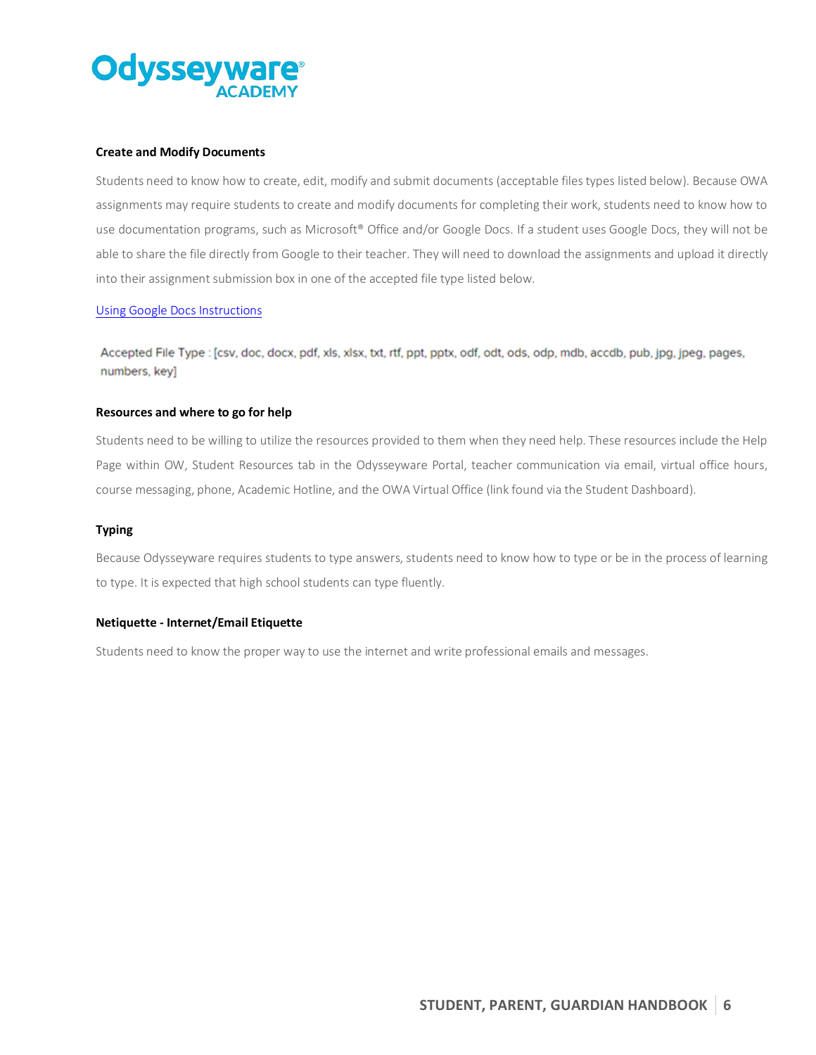### Create and Modify Documents

Students need to know how to create, edit, modify and submit documents (acceptable files types listed below). Because OWA assignments may require students to create and modify documents for completing their work, students need to know how to use documentation programs, such as Microsoft® Office and/or Google Docs. If a student uses Google Docs, they will not be able to share the file directly from Google to their teacher. They will need to download the assignments and upload it directly into their assignment submission box in one of the accepted file type listed below.

Using Google Docs Instructions

Accepted File Type : [csv, doc, docx, pdf, xls, xlsx, txt, rtf, ppt, pptx, odf, odt, ods, odp, mdb, accdb, pub, jpg, jpeg, pages, numbers, key]

### Resources and where to go for help

Students need to be willing to utilize the resources provided to them when they need help. These resources include the Help Page within OW, Student Resources tab in the Odysseyware Portal, teacher communication via email, virtual office hours, course messaging, phone, Academic Hotline, and the OWA Virtual Office (link found via the Student Dashboard).

### Typing

Because Odysseyware requires students to type answers, students need to know how to type or be in the process of learning to type. It is expected that high school students can type fluently.

### Netiquette - Internet/Email Etiquette

Students need to know the proper way to use the internet and write professional emails and messages.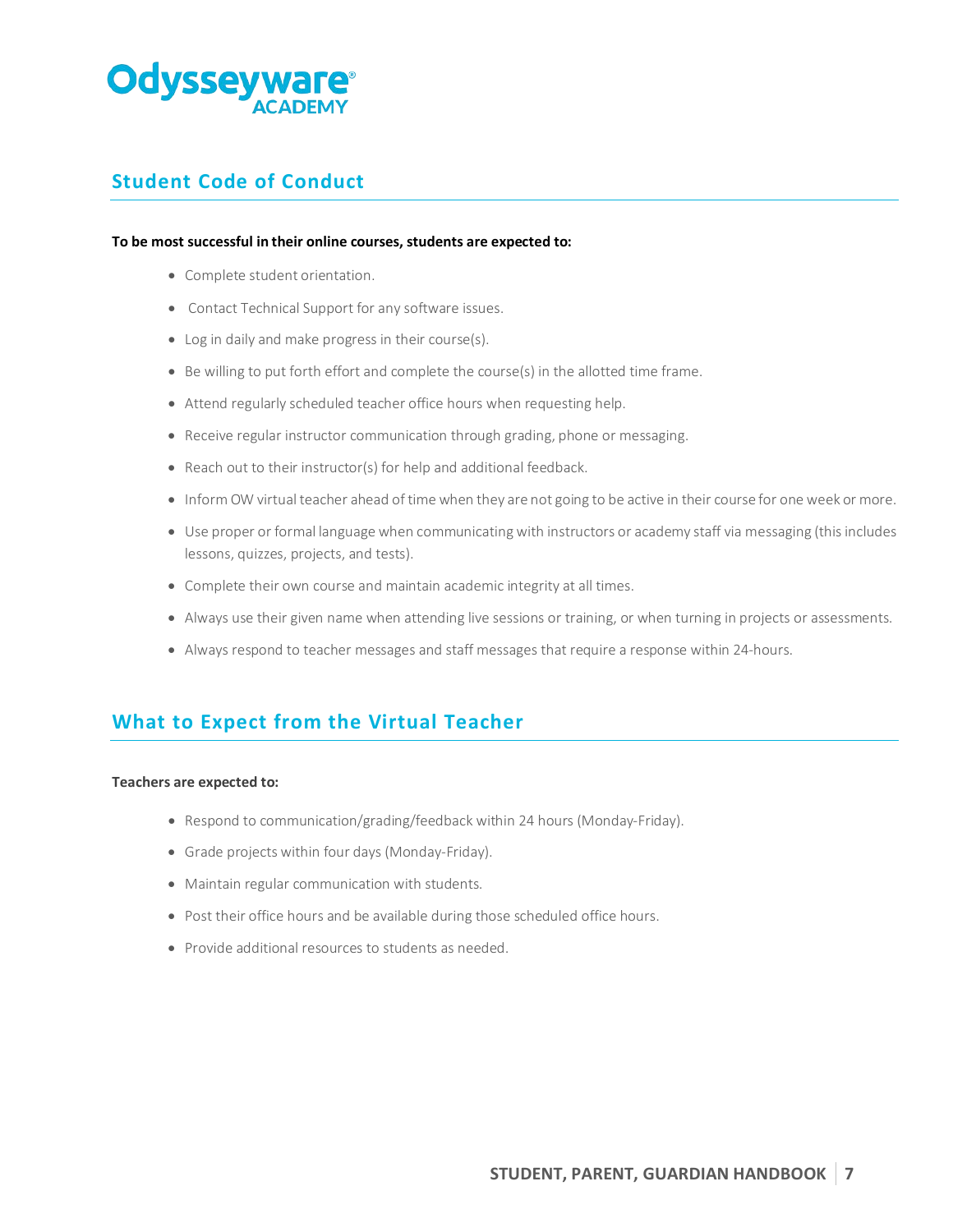## Student Code of Conduct

**To be most successful in their online courses, students are expected to:**

- Complete student orientation.
- Contact Technical Support for any software issues.
- Log in daily and make progress in their course(s).
- Be willing to put forth effort and complete the course(s) in the allotted time frame.
- Attend regularly scheduled teacher office hours when requesting help.
- Receive regular instructor communication through grading, phone or messaging.
- Reach out to their instructor(s) for help and additional feedback.
- Inform OW virtual teacher ahead of time when they are not going to be active in their course for one week or more.
- Use proper or formal language when communicating with instructors or academy staff via messaging (this includes lessons, quizzes, projects, and tests).
- Complete their own course and maintain academic integrity at all times.
- Always use their given name when attending live sessions or training, or when turning in projects or assessments.
- Always respond to teacher messages and staff messages that require a response within 24-hours.

## What to Expect from the Virtual Teacher

**Teachers are expected to:**

- Respond to communication/grading/feedback within 24 hours (Monday-Friday).
- Grade projects within four days (Monday-Friday).
- Maintain regular communication with students.
- Post their office hours and be available during those scheduled office hours.
- Provide additional resources to students as needed.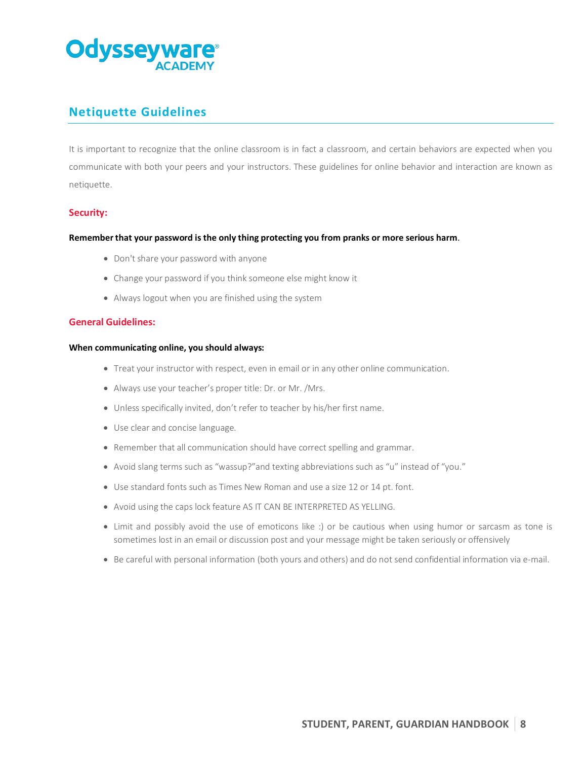## Netiquette Guidelines

It is important to recognize that the online classroom is in fact a classroom, and certain behaviors are expected when you communicate with both your peers and your instructors. These guidelines for online behavior and interaction are known as netiquette.

### Security:

**Remember that your password is the only thing protecting you from pranks or more serious harm**.

- Don't share your password with anyone
- Change your password if you think someone else might know it
- Always logout when you are finished using the system

### General Guidelines:

**When communicating online, you should always:**

- Treat your instructor with respect, even in email or in any other online communication.
- Always use your teacher's proper title: Dr. or Mr. /Mrs.
- Unless specifically invited, don't refer to teacher by his/her first name.
- Use clear and concise language.
- Remember that all communication should have correct spelling and grammar.
- Avoid slang terms such as "wassup?"and texting abbreviations such as "u" instead of "you."
- Use standard fonts such as Times New Roman and use a size 12 or 14 pt. font.
- Avoid using the caps lock feature AS IT CAN BE INTERPRETED AS YELLING.
- Limit and possibly avoid the use of emoticons like :) or be cautious when using humor or sarcasm as tone is sometimes lost in an email or discussion post and your message might be taken seriously or offensively
- Be careful with personal information (both yours and others) and do not send confidential information via e-mail.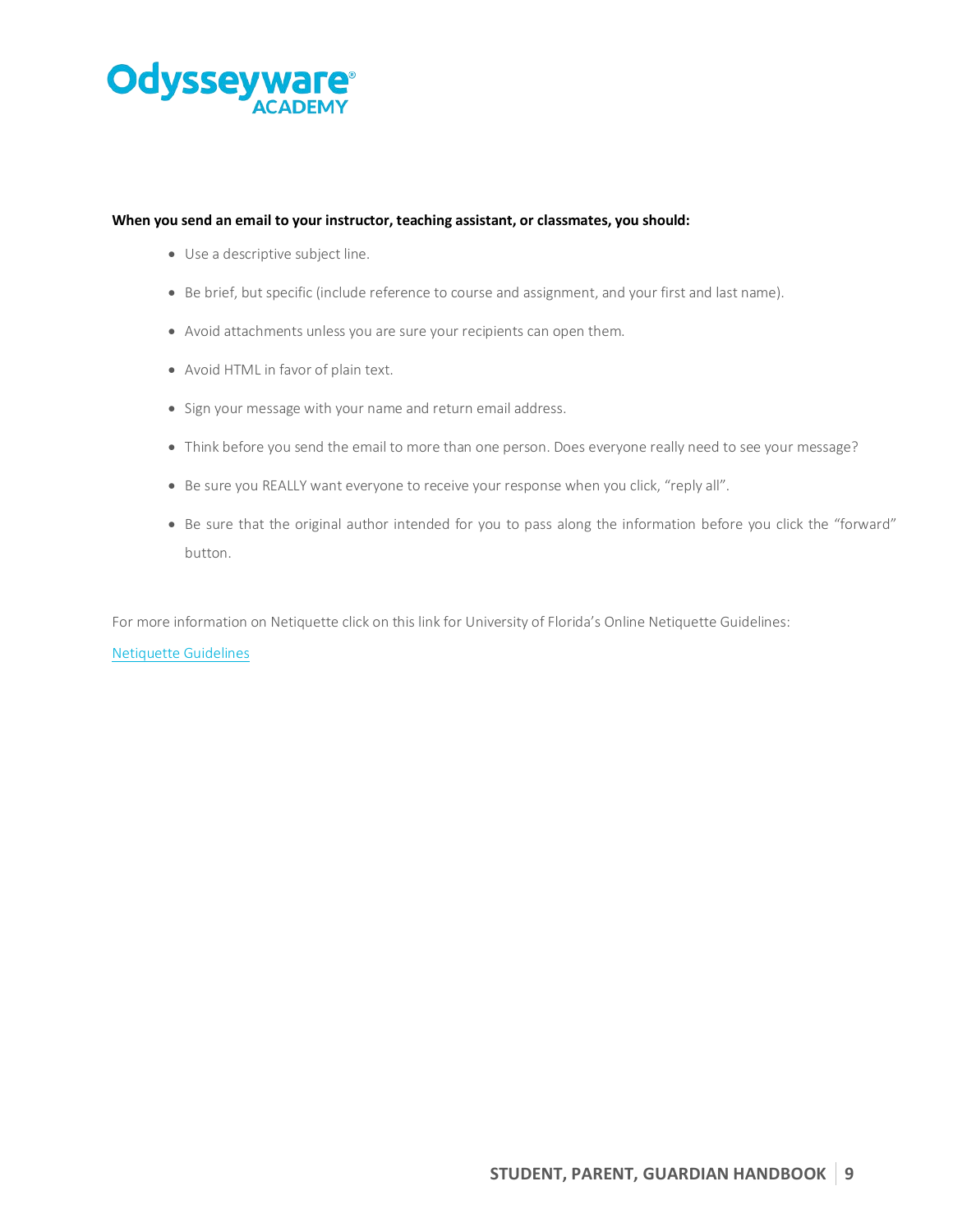**When you send an email to your instructor, teaching assistant, or classmates, you should:**

- Use a descriptive subject line.
- Be brief, but specific (include reference to course and assignment, and your first and last name).
- Avoid attachments unless you are sure your recipients can open them.
- Avoid HTML in favor of plain text.
- Sign your message with your name and return email address.
- Think before you send the email to more than one person. Does everyone really need to see your message?
- Be sure you REALLY want everyone to receive your response when you click, “reply all”.
- Be sure that the original author intended for you to pass along the information before you click the “forward” button.

For more information on Netiquette click on this link for University of Florida’s Online Netiquette Guidelines:

Netiquette Guidelines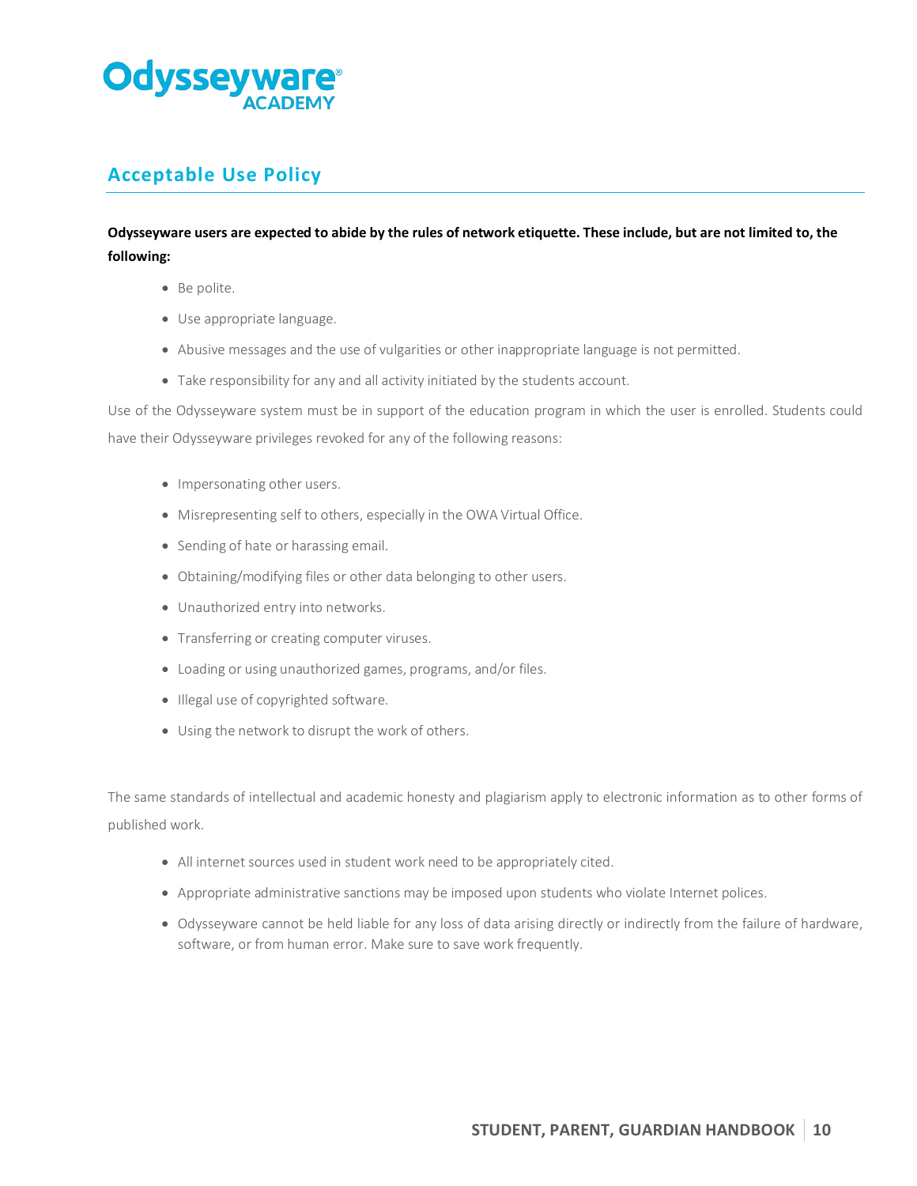## Acceptable Use Policy

**Odysseyware users are expected to abide by the rules of network etiquette. These include, but are not limited to, the following:**

- Be polite.
- Use appropriate language.
- Abusive messages and the use of vulgarities or other inappropriate language is not permitted.
- Take responsibility for any and all activity initiated by the students account.

Use of the Odysseyware system must be in support of the education program in which the user is enrolled. Students could have their Odysseyware privileges revoked for any of the following reasons:

- Impersonating other users.
- Misrepresenting self to others, especially in the OWA Virtual Office.
- Sending of hate or harassing email.
- Obtaining/modifying files or other data belonging to other users.
- Unauthorized entry into networks.
- Transferring or creating computer viruses.
- Loading or using unauthorized games, programs, and/or files.
- Illegal use of copyrighted software.
- Using the network to disrupt the work of others.

The same standards of intellectual and academic honesty and plagiarism apply to electronic information as to other forms of published work.

- All internet sources used in student work need to be appropriately cited.
- Appropriate administrative sanctions may be imposed upon students who violate Internet polices.
- Odysseyware cannot be held liable for any loss of data arising directly or indirectly from the failure of hardware, software, or from human error. Make sure to save work frequently.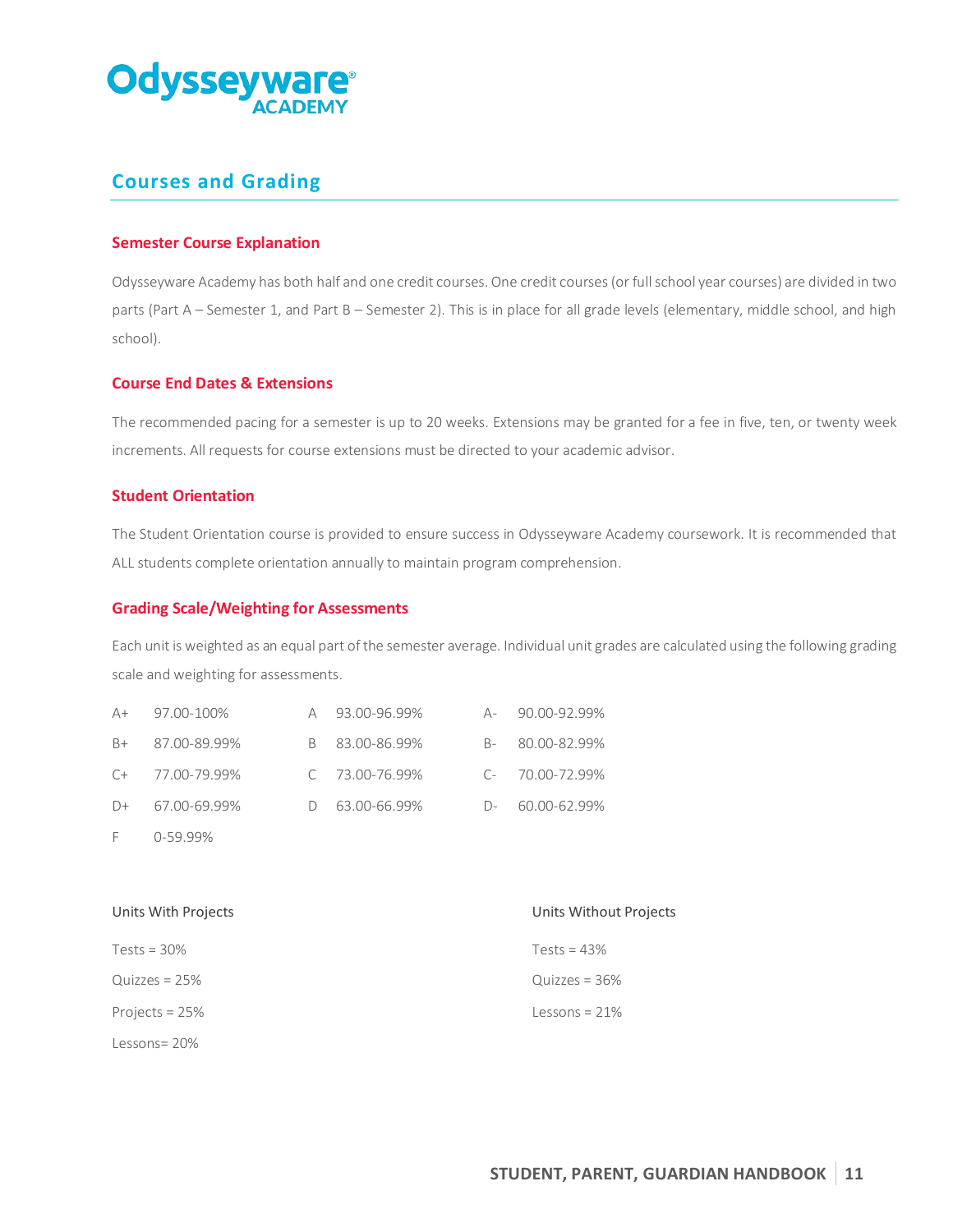## Courses and Grading

### Semester Course Explanation

Odysseyware Academy has both half and one credit courses. One credit courses (or full school year courses) are divided in two parts (Part A – Semester 1, and Part B – Semester 2). This is in place for all grade levels (elementary, middle school, and high school).

### Course End Dates & Extensions

The recommended pacing for a semester is up to 20 weeks. Extensions may be granted for a fee in five, ten, or twenty week increments. All requests for course extensions must be directed to your academic advisor.

### Student Orientation

The Student Orientation course is provided to ensure success in Odysseyware Academy coursework. It is recommended that ALL students complete orientation annually to maintain program comprehension.

### Grading Scale/Weighting for Assessments

Each unit is weighted as an equal part of the semester average. Individual unit grades are calculated using the following grading scale and weighting for assessments.

| Grade | Range | Grade | Range | Grade | Range |
|---|---|---|---|---|---|
| A+ | 97.00-100% | A | 93.00-96.99% | A- | 90.00-92.99% |
| B+ | 87.00-89.99% | B | 83.00-86.99% | B- | 80.00-82.99% |
| C+ | 77.00-79.99% | C | 73.00-76.99% | C- | 70.00-72.99% |
| D+ | 67.00-69.99% | D | 63.00-66.99% | D- | 60.00-62.99% |
| F | 0-59.99% | | | | |

| Units With Projects | Units Without Projects |
|---|---|
| Tests = 30% | Tests = 43% |
| Quizzes = 25% | Quizzes = 36% |
| Projects = 25% | Lessons = 21% |
| Lessons= 20% | |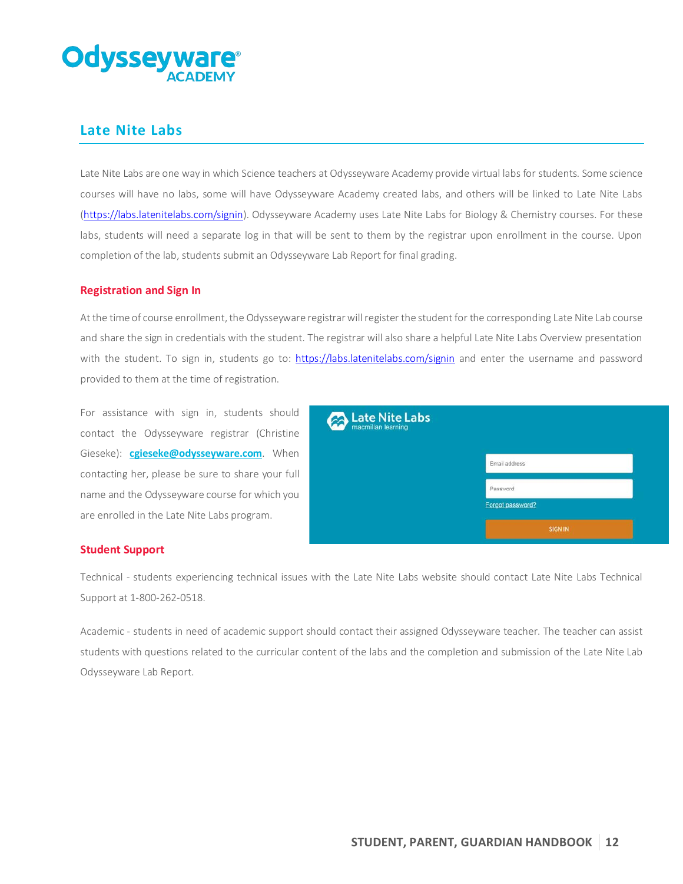## Late Nite Labs

Late Nite Labs are one way in which Science teachers at Odysseyware Academy provide virtual labs for students. Some science courses will have no labs, some will have Odysseyware Academy created labs, and others will be linked to Late Nite Labs (https://labs.latenitelabs.com/signin). Odysseyware Academy uses Late Nite Labs for Biology & Chemistry courses. For these labs, students will need a separate log in that will be sent to them by the registrar upon enrollment in the course. Upon completion of the lab, students submit an Odysseyware Lab Report for final grading.

### Registration and Sign In

At the time of course enrollment, the Odysseyware registrar will register the student for the corresponding Late Nite Lab course and share the sign in credentials with the student. The registrar will also share a helpful Late Nite Labs Overview presentation with the student. To sign in, students go to: https://labs.latenitelabs.com/signin and enter the username and password provided to them at the time of registration.

For assistance with sign in, students should contact the Odysseyware registrar (Christine Gieseke): **cgieseke@odysseyware.com**. When contacting her, please be sure to share your full name and the Odysseyware course for which you are enrolled in the Late Nite Labs program.

### Student Support

Technical - students experiencing technical issues with the Late Nite Labs website should contact Late Nite Labs Technical Support at 1-800-262-0518.

Academic - students in need of academic support should contact their assigned Odysseyware teacher. The teacher can assist students with questions related to the curricular content of the labs and the completion and submission of the Late Nite Lab Odysseyware Lab Report.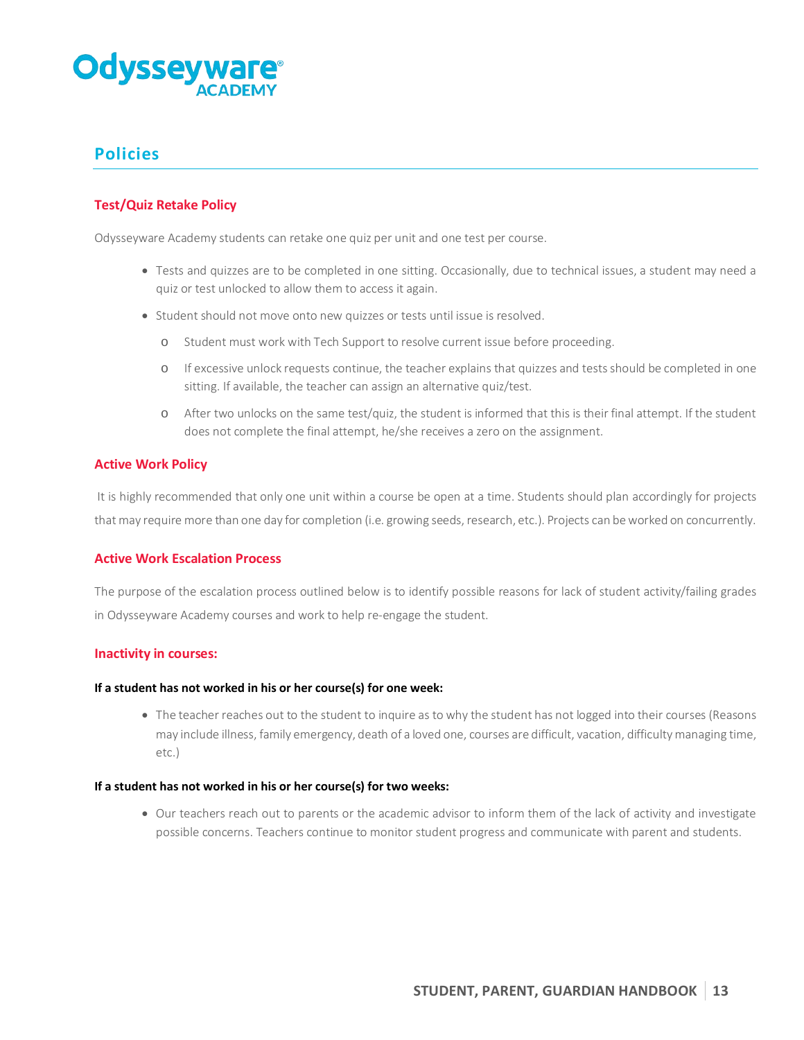## Policies

### Test/Quiz Retake Policy

Odysseyware Academy students can retake one quiz per unit and one test per course.

- Tests and quizzes are to be completed in one sitting. Occasionally, due to technical issues, a student may need a quiz or test unlocked to allow them to access it again.
- Student should not move onto new quizzes or tests until issue is resolved.
  - Student must work with Tech Support to resolve current issue before proceeding.
  - If excessive unlock requests continue, the teacher explains that quizzes and tests should be completed in one sitting. If available, the teacher can assign an alternative quiz/test.
  - After two unlocks on the same test/quiz, the student is informed that this is their final attempt. If the student does not complete the final attempt, he/she receives a zero on the assignment.

### Active Work Policy

It is highly recommended that only one unit within a course be open at a time. Students should plan accordingly for projects that may require more than one day for completion (i.e. growing seeds, research, etc.). Projects can be worked on concurrently.

### Active Work Escalation Process

The purpose of the escalation process outlined below is to identify possible reasons for lack of student activity/failing grades in Odysseyware Academy courses and work to help re-engage the student.

### Inactivity in courses:

**If a student has not worked in his or her course(s) for one week:**

- The teacher reaches out to the student to inquire as to why the student has not logged into their courses (Reasons may include illness, family emergency, death of a loved one, courses are difficult, vacation, difficulty managing time, etc.)

**If a student has not worked in his or her course(s) for two weeks:**

- Our teachers reach out to parents or the academic advisor to inform them of the lack of activity and investigate possible concerns. Teachers continue to monitor student progress and communicate with parent and students.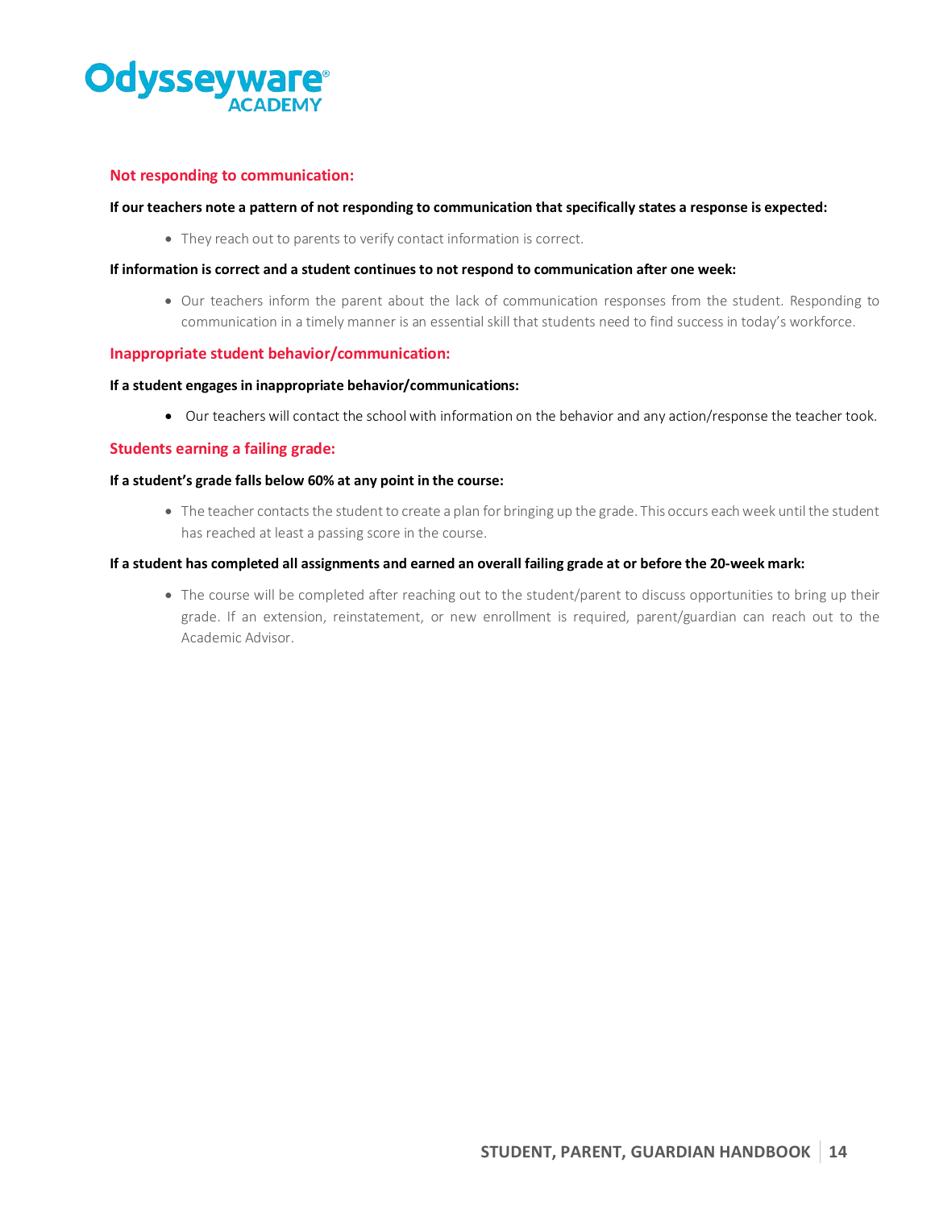### Not responding to communication:

**If our teachers note a pattern of not responding to communication that specifically states a response is expected:**

- They reach out to parents to verify contact information is correct.

**If information is correct and a student continues to not respond to communication after one week:**

- Our teachers inform the parent about the lack of communication responses from the student. Responding to communication in a timely manner is an essential skill that students need to find success in today's workforce.

### Inappropriate student behavior/communication:

**If a student engages in inappropriate behavior/communications:**

- Our teachers will contact the school with information on the behavior and any action/response the teacher took.

### Students earning a failing grade:

**If a student's grade falls below 60% at any point in the course:**

- The teacher contacts the student to create a plan for bringing up the grade. This occurs each week until the student has reached at least a passing score in the course.

**If a student has completed all assignments and earned an overall failing grade at or before the 20-week mark:**

- The course will be completed after reaching out to the student/parent to discuss opportunities to bring up their grade. If an extension, reinstatement, or new enrollment is required, parent/guardian can reach out to the Academic Advisor.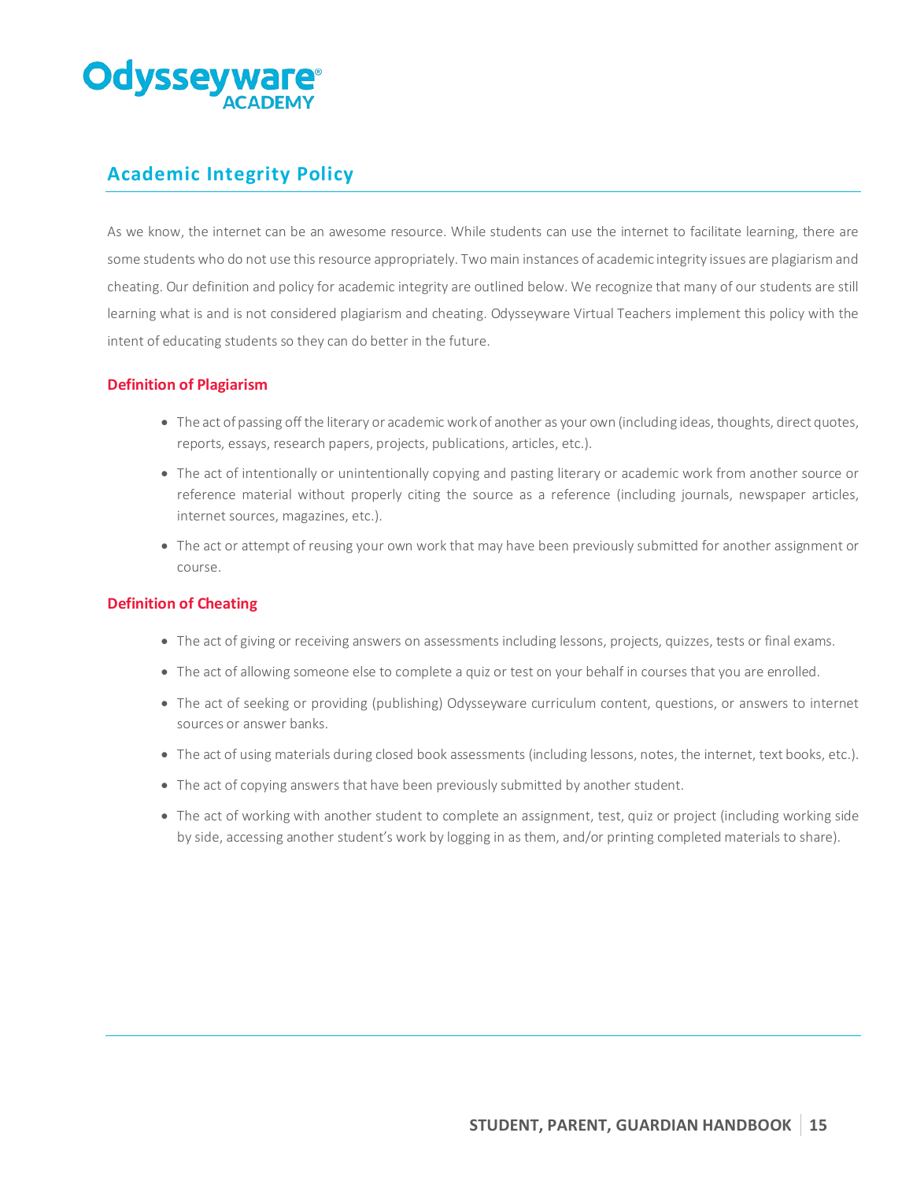## Academic Integrity Policy

As we know, the internet can be an awesome resource. While students can use the internet to facilitate learning, there are some students who do not use this resource appropriately. Two main instances of academic integrity issues are plagiarism and cheating. Our definition and policy for academic integrity are outlined below. We recognize that many of our students are still learning what is and is not considered plagiarism and cheating. Odysseyware Virtual Teachers implement this policy with the intent of educating students so they can do better in the future.

### Definition of Plagiarism

- The act of passing off the literary or academic work of another as your own (including ideas, thoughts, direct quotes, reports, essays, research papers, projects, publications, articles, etc.).
- The act of intentionally or unintentionally copying and pasting literary or academic work from another source or reference material without properly citing the source as a reference (including journals, newspaper articles, internet sources, magazines, etc.).
- The act or attempt of reusing your own work that may have been previously submitted for another assignment or course.

### Definition of Cheating

- The act of giving or receiving answers on assessments including lessons, projects, quizzes, tests or final exams.
- The act of allowing someone else to complete a quiz or test on your behalf in courses that you are enrolled.
- The act of seeking or providing (publishing) Odysseyware curriculum content, questions, or answers to internet sources or answer banks.
- The act of using materials during closed book assessments (including lessons, notes, the internet, text books, etc.).
- The act of copying answers that have been previously submitted by another student.
- The act of working with another student to complete an assignment, test, quiz or project (including working side by side, accessing another student's work by logging in as them, and/or printing completed materials to share).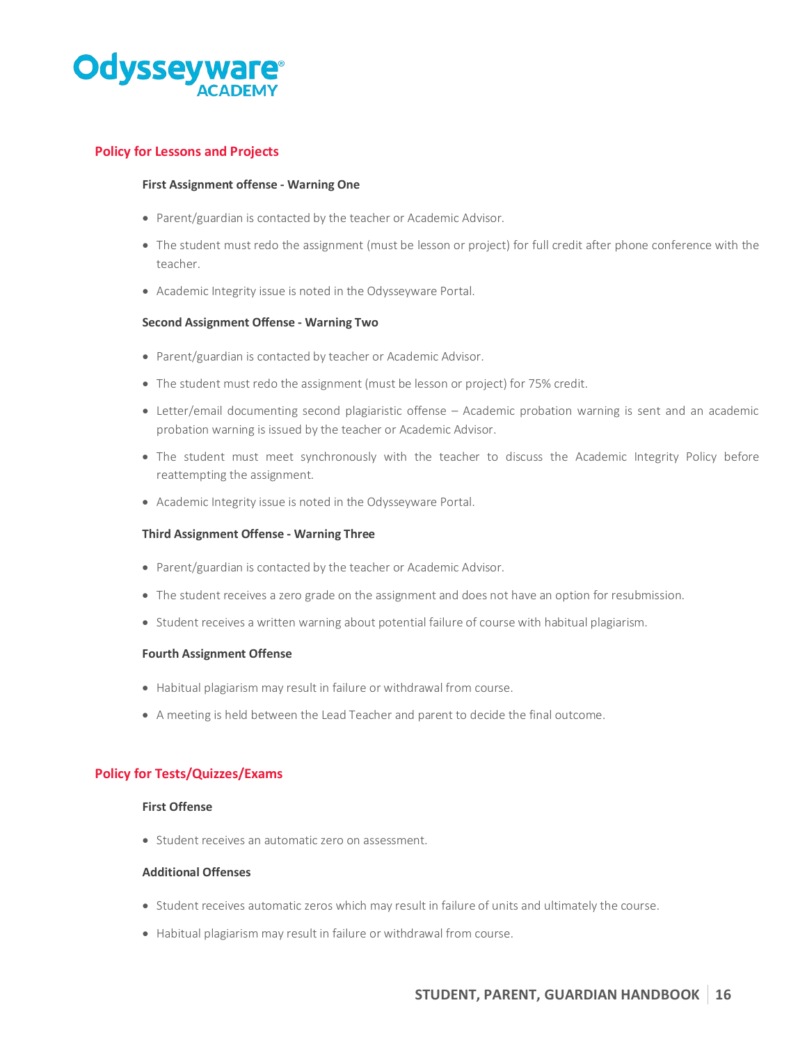## Policy for Lessons and Projects

### First Assignment offense - Warning One

- Parent/guardian is contacted by the teacher or Academic Advisor.
- The student must redo the assignment (must be lesson or project) for full credit after phone conference with the teacher.
- Academic Integrity issue is noted in the Odysseyware Portal.

### Second Assignment Offense - Warning Two

- Parent/guardian is contacted by teacher or Academic Advisor.
- The student must redo the assignment (must be lesson or project) for 75% credit.
- Letter/email documenting second plagiaristic offense – Academic probation warning is sent and an academic probation warning is issued by the teacher or Academic Advisor.
- The student must meet synchronously with the teacher to discuss the Academic Integrity Policy before reattempting the assignment.
- Academic Integrity issue is noted in the Odysseyware Portal.

### Third Assignment Offense - Warning Three

- Parent/guardian is contacted by the teacher or Academic Advisor.
- The student receives a zero grade on the assignment and does not have an option for resubmission.
- Student receives a written warning about potential failure of course with habitual plagiarism.

### Fourth Assignment Offense

- Habitual plagiarism may result in failure or withdrawal from course.
- A meeting is held between the Lead Teacher and parent to decide the final outcome.

## Policy for Tests/Quizzes/Exams

### First Offense

- Student receives an automatic zero on assessment.

### Additional Offenses

- Student receives automatic zeros which may result in failure of units and ultimately the course.
- Habitual plagiarism may result in failure or withdrawal from course.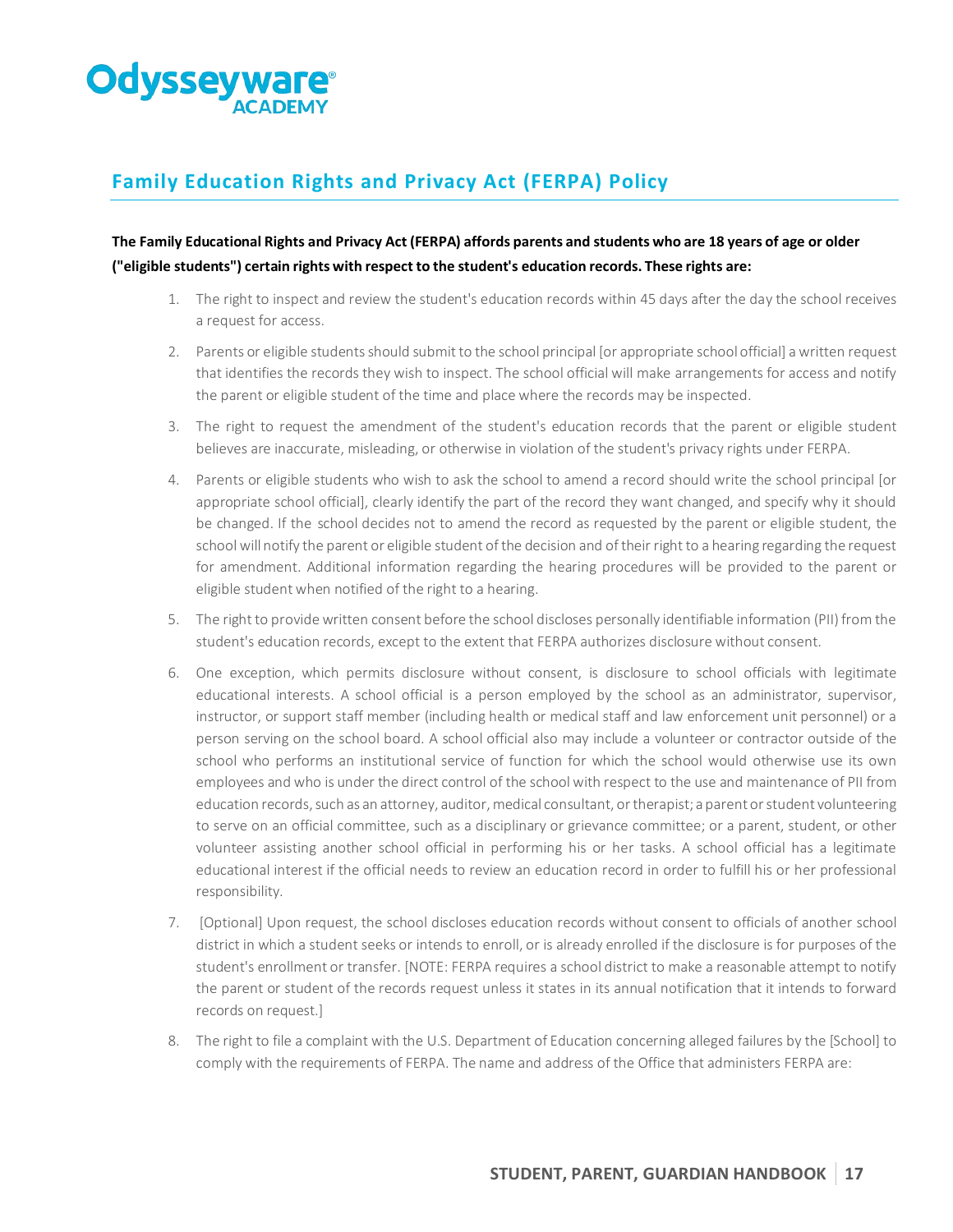## Family Education Rights and Privacy Act (FERPA) Policy

**The Family Educational Rights and Privacy Act (FERPA) affords parents and students who are 18 years of age or older ("eligible students") certain rights with respect to the student's education records. These rights are:**

1. The right to inspect and review the student's education records within 45 days after the day the school receives a request for access.
2. Parents or eligible students should submit to the school principal [or appropriate school official] a written request that identifies the records they wish to inspect. The school official will make arrangements for access and notify the parent or eligible student of the time and place where the records may be inspected.
3. The right to request the amendment of the student's education records that the parent or eligible student believes are inaccurate, misleading, or otherwise in violation of the student's privacy rights under FERPA.
4. Parents or eligible students who wish to ask the school to amend a record should write the school principal [or appropriate school official], clearly identify the part of the record they want changed, and specify why it should be changed. If the school decides not to amend the record as requested by the parent or eligible student, the school will notify the parent or eligible student of the decision and of their right to a hearing regarding the request for amendment. Additional information regarding the hearing procedures will be provided to the parent or eligible student when notified of the right to a hearing.
5. The right to provide written consent before the school discloses personally identifiable information (PII) from the student's education records, except to the extent that FERPA authorizes disclosure without consent.
6. One exception, which permits disclosure without consent, is disclosure to school officials with legitimate educational interests. A school official is a person employed by the school as an administrator, supervisor, instructor, or support staff member (including health or medical staff and law enforcement unit personnel) or a person serving on the school board. A school official also may include a volunteer or contractor outside of the school who performs an institutional service of function for which the school would otherwise use its own employees and who is under the direct control of the school with respect to the use and maintenance of PII from education records, such as an attorney, auditor, medical consultant, or therapist; a parent or student volunteering to serve on an official committee, such as a disciplinary or grievance committee; or a parent, student, or other volunteer assisting another school official in performing his or her tasks. A school official has a legitimate educational interest if the official needs to review an education record in order to fulfill his or her professional responsibility.
7. [Optional] Upon request, the school discloses education records without consent to officials of another school district in which a student seeks or intends to enroll, or is already enrolled if the disclosure is for purposes of the student's enrollment or transfer. [NOTE: FERPA requires a school district to make a reasonable attempt to notify the parent or student of the records request unless it states in its annual notification that it intends to forward records on request.]
8. The right to file a complaint with the U.S. Department of Education concerning alleged failures by the [School] to comply with the requirements of FERPA. The name and address of the Office that administers FERPA are: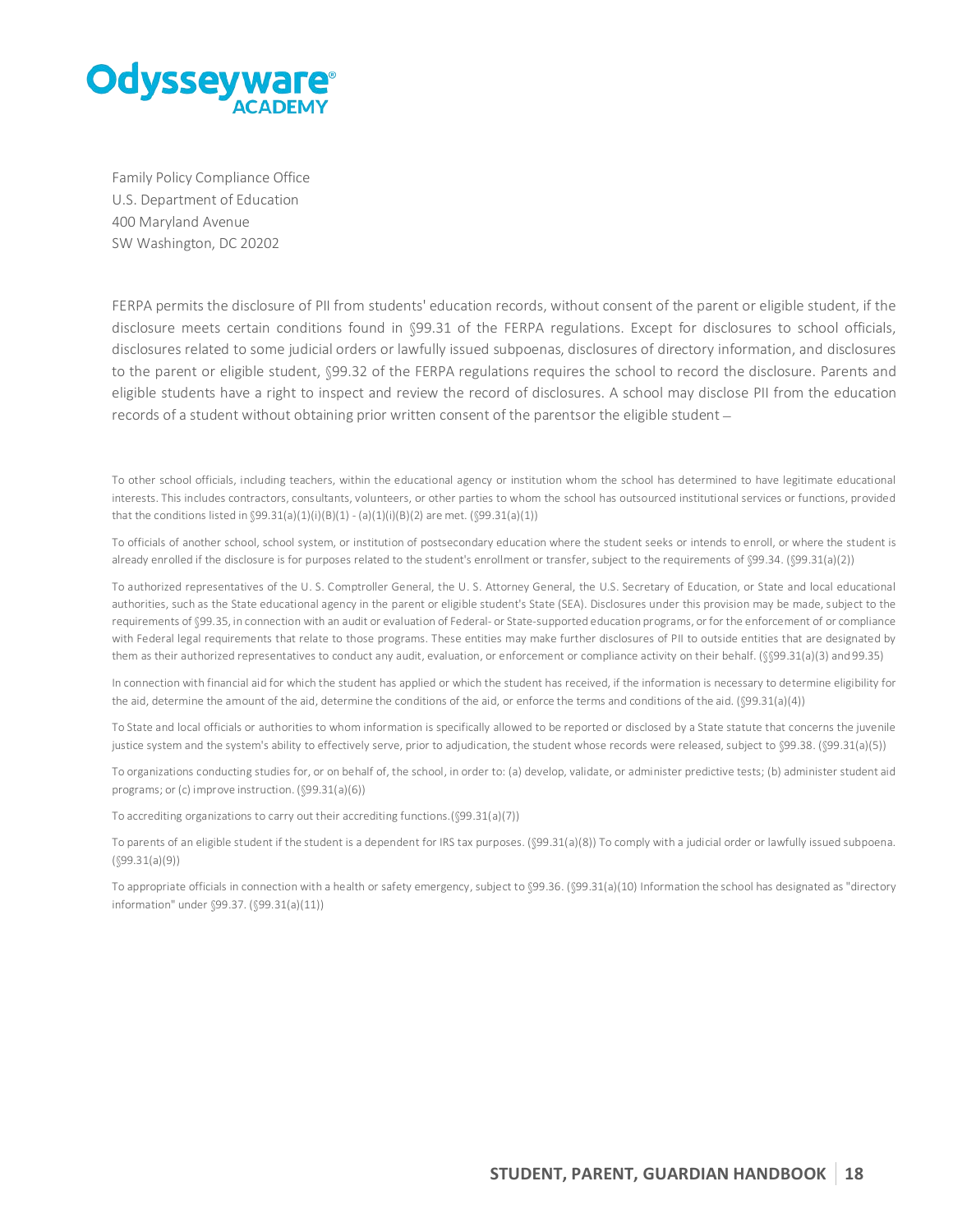Family Policy Compliance Office
U.S. Department of Education
400 Maryland Avenue
SW Washington, DC 20202

FERPA permits the disclosure of PII from students' education records, without consent of the parent or eligible student, if the disclosure meets certain conditions found in §99.31 of the FERPA regulations. Except for disclosures to school officials, disclosures related to some judicial orders or lawfully issued subpoenas, disclosures of directory information, and disclosures to the parent or eligible student, §99.32 of the FERPA regulations requires the school to record the disclosure. Parents and eligible students have a right to inspect and review the record of disclosures. A school may disclose PII from the education records of a student without obtaining prior written consent of the parentsor the eligible student –

To other school officials, including teachers, within the educational agency or institution whom the school has determined to have legitimate educational interests. This includes contractors, consultants, volunteers, or other parties to whom the school has outsourced institutional services or functions, provided that the conditions listed in §99.31(a)(1)(i)(B)(1) - (a)(1)(i)(B)(2) are met. (§99.31(a)(1))

To officials of another school, school system, or institution of postsecondary education where the student seeks or intends to enroll, or where the student is already enrolled if the disclosure is for purposes related to the student's enrollment or transfer, subject to the requirements of §99.34. (§99.31(a)(2))

To authorized representatives of the U. S. Comptroller General, the U. S. Attorney General, the U.S. Secretary of Education, or State and local educational authorities, such as the State educational agency in the parent or eligible student's State (SEA). Disclosures under this provision may be made, subject to the requirements of §99.35, in connection with an audit or evaluation of Federal- or State-supported education programs, or for the enforcement of or compliance with Federal legal requirements that relate to those programs. These entities may make further disclosures of PII to outside entities that are designated by them as their authorized representatives to conduct any audit, evaluation, or enforcement or compliance activity on their behalf. (§§99.31(a)(3) and 99.35)

In connection with financial aid for which the student has applied or which the student has received, if the information is necessary to determine eligibility for the aid, determine the amount of the aid, determine the conditions of the aid, or enforce the terms and conditions of the aid. (§99.31(a)(4))

To State and local officials or authorities to whom information is specifically allowed to be reported or disclosed by a State statute that concerns the juvenile justice system and the system's ability to effectively serve, prior to adjudication, the student whose records were released, subject to §99.38. (§99.31(a)(5))

To organizations conducting studies for, or on behalf of, the school, in order to: (a) develop, validate, or administer predictive tests; (b) administer student aid programs; or (c) improve instruction. (§99.31(a)(6))

To accrediting organizations to carry out their accrediting functions.(§99.31(a)(7))

To parents of an eligible student if the student is a dependent for IRS tax purposes. (§99.31(a)(8)) To comply with a judicial order or lawfully issued subpoena. (§99.31(a)(9))

To appropriate officials in connection with a health or safety emergency, subject to §99.36. (§99.31(a)(10) Information the school has designated as "directory information" under §99.37. (§99.31(a)(11))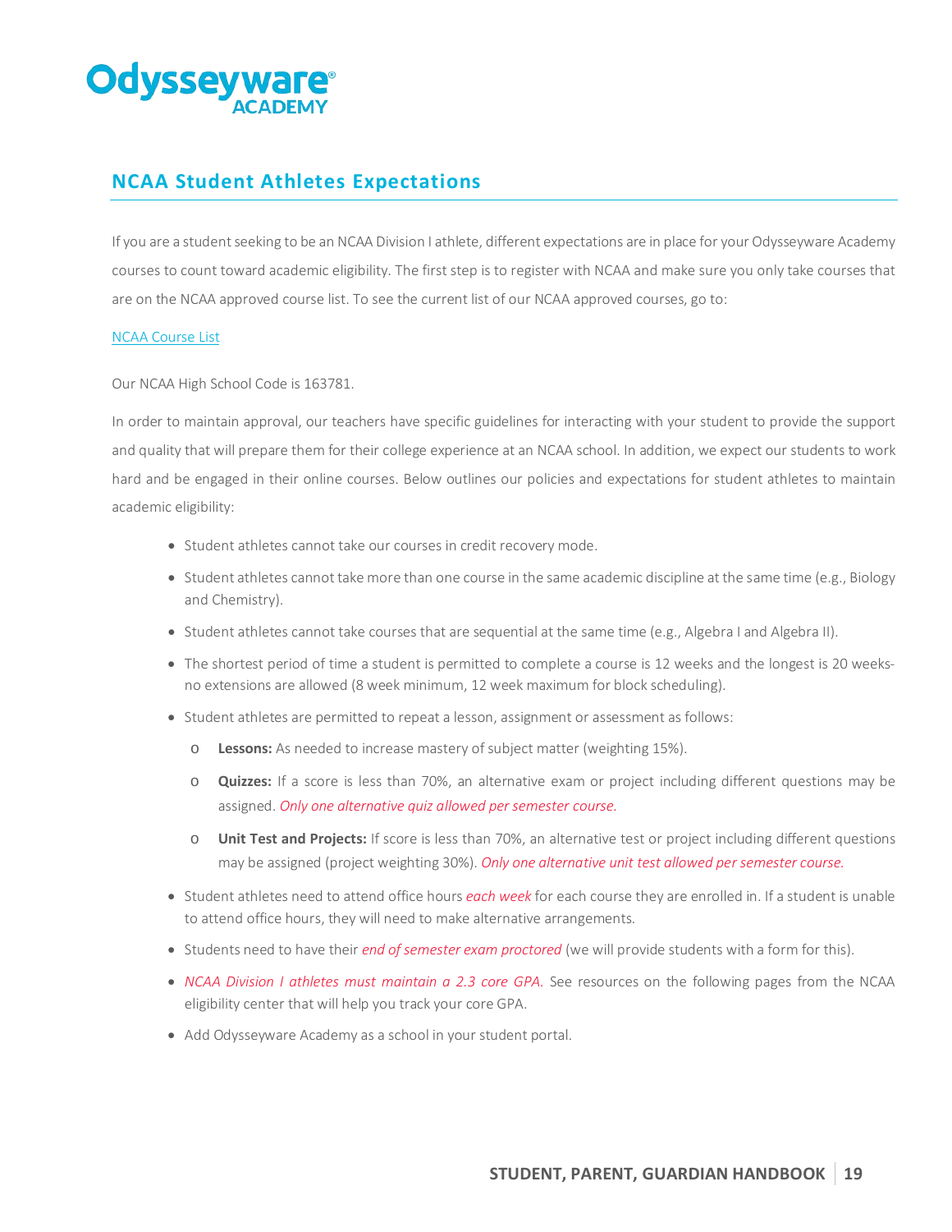## NCAA Student Athletes Expectations

If you are a student seeking to be an NCAA Division I athlete, different expectations are in place for your Odysseyware Academy courses to count toward academic eligibility. The first step is to register with NCAA and make sure you only take courses that are on the NCAA approved course list. To see the current list of our NCAA approved courses, go to:

[NCAA Course List]

Our NCAA High School Code is 163781.

In order to maintain approval, our teachers have specific guidelines for interacting with your student to provide the support and quality that will prepare them for their college experience at an NCAA school. In addition, we expect our students to work hard and be engaged in their online courses. Below outlines our policies and expectations for student athletes to maintain academic eligibility:

- Student athletes cannot take our courses in credit recovery mode.
- Student athletes cannot take more than one course in the same academic discipline at the same time (e.g., Biology and Chemistry).
- Student athletes cannot take courses that are sequential at the same time (e.g., Algebra I and Algebra II).
- The shortest period of time a student is permitted to complete a course is 12 weeks and the longest is 20 weeks- no extensions are allowed (8 week minimum, 12 week maximum for block scheduling).
- Student athletes are permitted to repeat a lesson, assignment or assessment as follows:
  - **Lessons:** As needed to increase mastery of subject matter (weighting 15%).
  - **Quizzes:** If a score is less than 70%, an alternative exam or project including different questions may be assigned. *Only one alternative quiz allowed per semester course.*
  - **Unit Test and Projects:** If score is less than 70%, an alternative test or project including different questions may be assigned (project weighting 30%). *Only one alternative unit test allowed per semester course.*
- Student athletes need to attend office hours *each week* for each course they are enrolled in. If a student is unable to attend office hours, they will need to make alternative arrangements.
- Students need to have their *end of semester exam proctored* (we will provide students with a form for this).
- *NCAA Division I athletes must maintain a 2.3 core GPA.* See resources on the following pages from the NCAA eligibility center that will help you track your core GPA.
- Add Odysseyware Academy as a school in your student portal.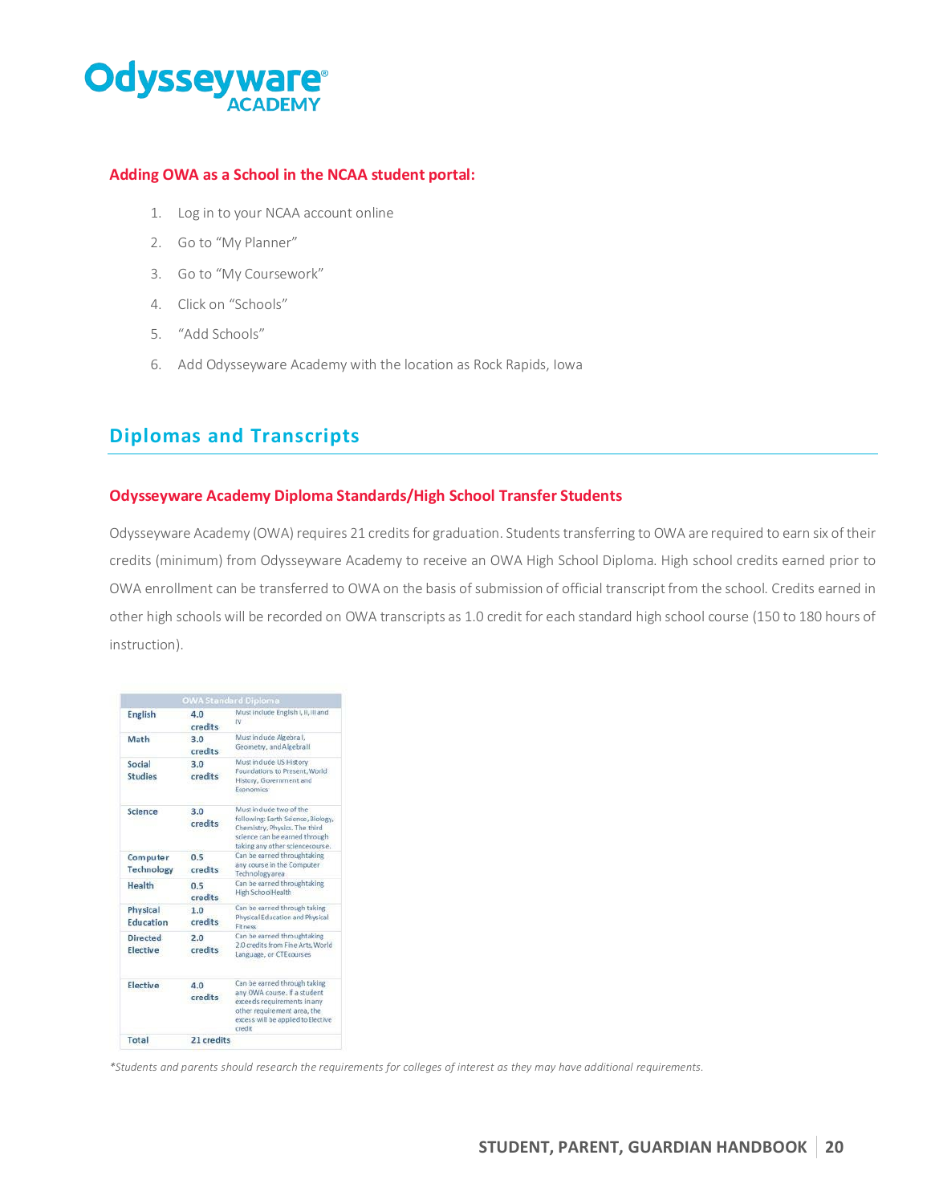**Adding OWA as a School in the NCAA student portal:**

1. Log in to your NCAA account online
2. Go to "My Planner"
3. Go to "My Coursework"
4. Click on "Schools"
5. "Add Schools"
6. Add Odysseyware Academy with the location as Rock Rapids, Iowa

## Diplomas and Transcripts

### Odysseyware Academy Diploma Standards/High School Transfer Students

Odysseyware Academy (OWA) requires 21 credits for graduation. Students transferring to OWA are required to earn six of their credits (minimum) from Odysseyware Academy to receive an OWA High School Diploma. High school credits earned prior to OWA enrollment can be transferred to OWA on the basis of submission of official transcript from the school. Credits earned in other high schools will be recorded on OWA transcripts as 1.0 credit for each standard high school course (150 to 180 hours of instruction).

| OWA Standard Diploma | | |
|---|---|---|
| English | 4.0 credits | Must include English I, II, III and IV |
| Math | 3.0 credits | Must include Algebra I, Geometry, and Algebra II |
| Social Studies | 3.0 credits | Must include US History Foundations to Present, World History, Government and Economics |
| Science | 3.0 credits | Must include two of the following: Earth Science, Biology, Chemistry, Physics. The third science can be earned through taking any other science course. |
| Computer Technology | 0.5 credits | Can be earned through taking any course in the Computer Technology area |
| Health | 0.5 credits | Can be earned through taking High School Health |
| Physical Education | 1.0 credits | Can be earned through taking Physical Education and Physical Fitness |
| Directed Elective | 2.0 credits | Can be earned through taking 2.0 credits from Fine Arts, World Language, or CTE courses |
| Elective | 4.0 credits | Can be earned through taking any OWA course. If a student exceeds requirements in any other requirement area, the excess will be applied to Elective credit |
| Total | 21 credits | |

*\*Students and parents should research the requirements for colleges of interest as they may have additional requirements.*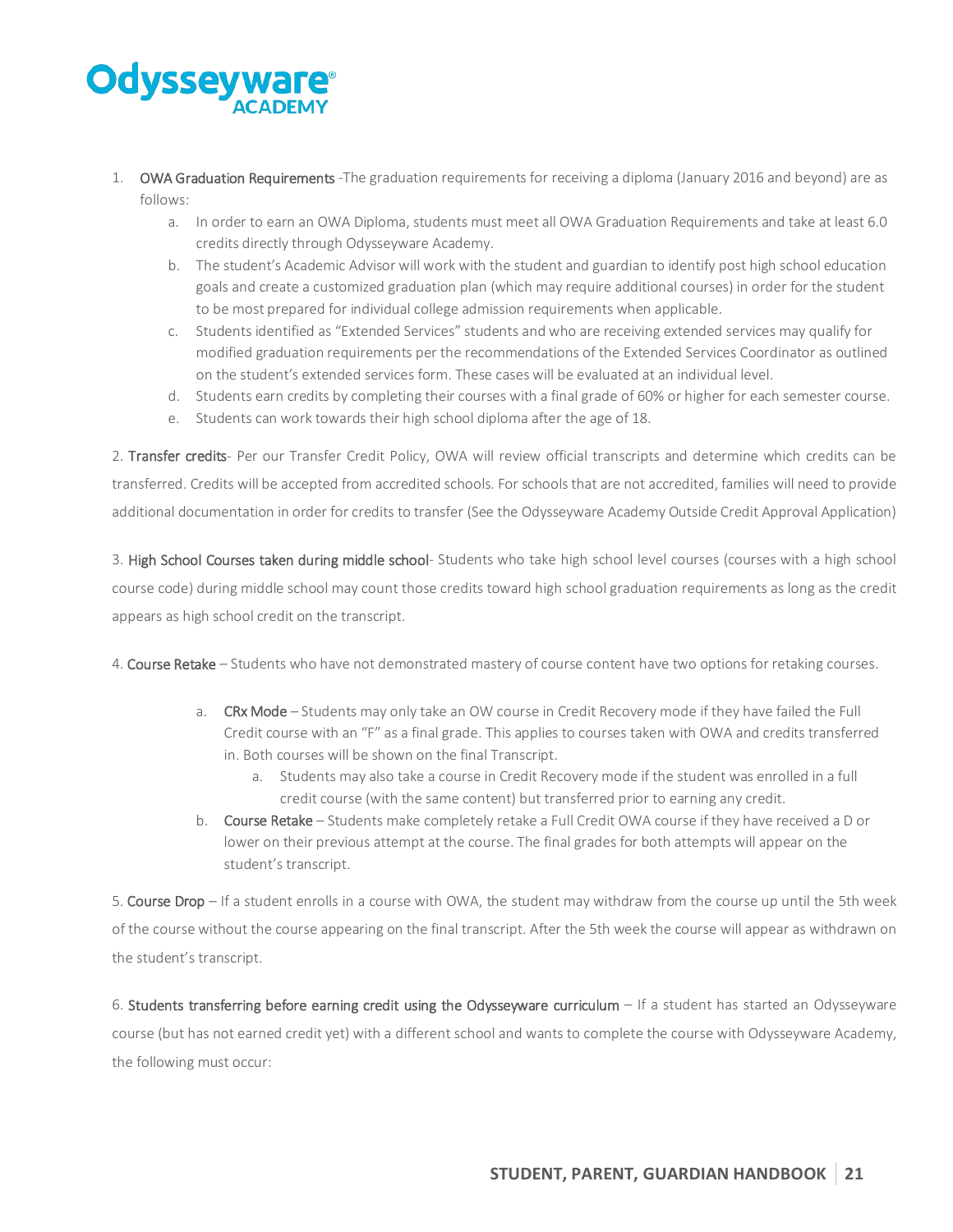1. **OWA Graduation Requirements** -The graduation requirements for receiving a diploma (January 2016 and beyond) are as follows:
   a. In order to earn an OWA Diploma, students must meet all OWA Graduation Requirements and take at least 6.0 credits directly through Odysseyware Academy.
   b. The student's Academic Advisor will work with the student and guardian to identify post high school education goals and create a customized graduation plan (which may require additional courses) in order for the student to be most prepared for individual college admission requirements when applicable.
   c. Students identified as "Extended Services" students and who are receiving extended services may qualify for modified graduation requirements per the recommendations of the Extended Services Coordinator as outlined on the student's extended services form. These cases will be evaluated at an individual level.
   d. Students earn credits by completing their courses with a final grade of 60% or higher for each semester course.
   e. Students can work towards their high school diploma after the age of 18.

2. **Transfer credits**- Per our Transfer Credit Policy, OWA will review official transcripts and determine which credits can be transferred. Credits will be accepted from accredited schools. For schools that are not accredited, families will need to provide additional documentation in order for credits to transfer (See the Odysseyware Academy Outside Credit Approval Application)

3. **High School Courses taken during middle school**- Students who take high school level courses (courses with a high school course code) during middle school may count those credits toward high school graduation requirements as long as the credit appears as high school credit on the transcript.

4. **Course Retake** – Students who have not demonstrated mastery of course content have two options for retaking courses.

   a. **CRx Mode** – Students may only take an OW course in Credit Recovery mode if they have failed the Full Credit course with an "F" as a final grade. This applies to courses taken with OWA and credits transferred in. Both courses will be shown on the final Transcript.
      a. Students may also take a course in Credit Recovery mode if the student was enrolled in a full credit course (with the same content) but transferred prior to earning any credit.
   b. **Course Retake** – Students make completely retake a Full Credit OWA course if they have received a D or lower on their previous attempt at the course. The final grades for both attempts will appear on the student's transcript.

5. **Course Drop** – If a student enrolls in a course with OWA, the student may withdraw from the course up until the 5th week of the course without the course appearing on the final transcript. After the 5th week the course will appear as withdrawn on the student's transcript.

6. **Students transferring before earning credit using the Odysseyware curriculum** – If a student has started an Odysseyware course (but has not earned credit yet) with a different school and wants to complete the course with Odysseyware Academy, the following must occur: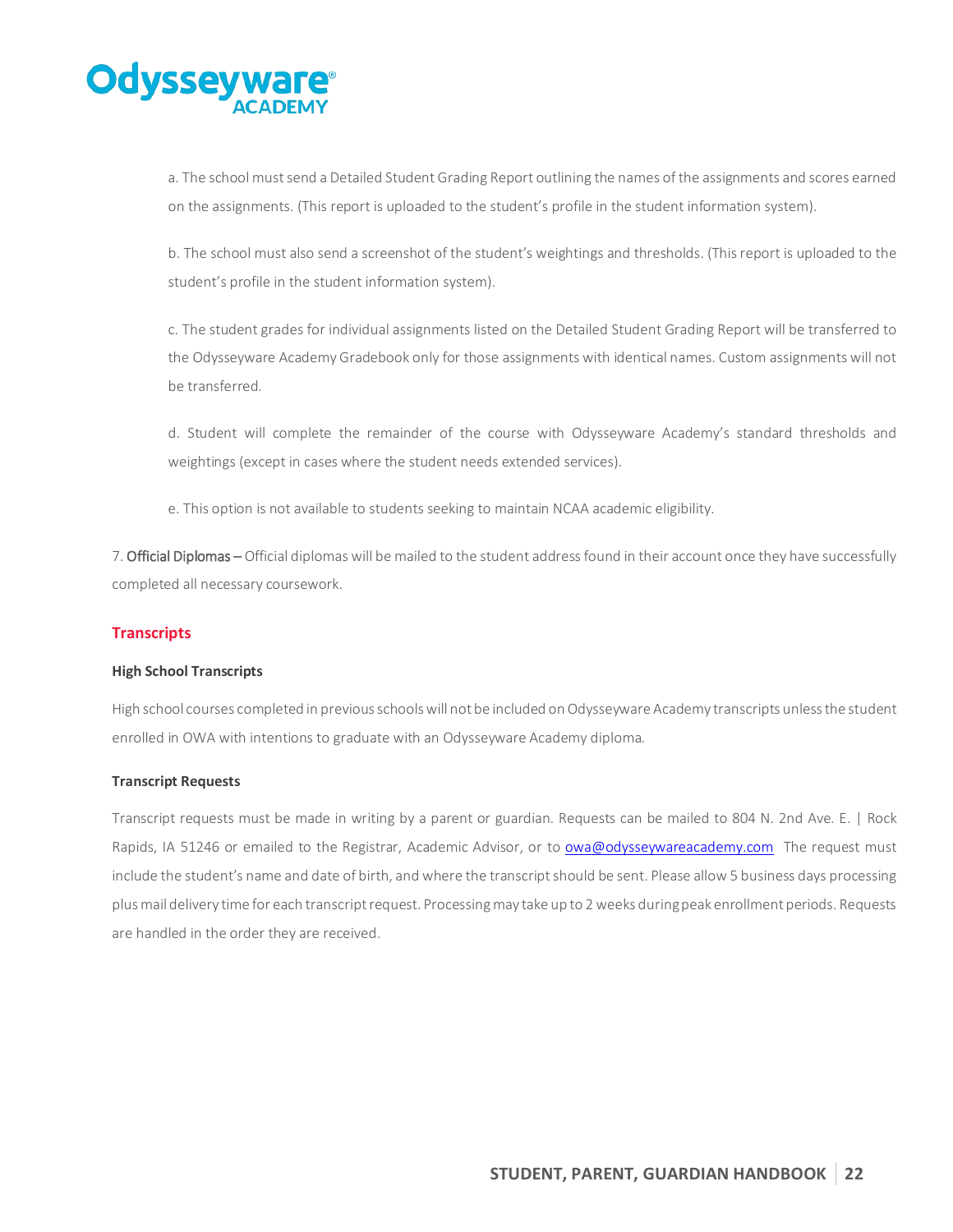a. The school must send a Detailed Student Grading Report outlining the names of the assignments and scores earned on the assignments. (This report is uploaded to the student's profile in the student information system).

b. The school must also send a screenshot of the student's weightings and thresholds. (This report is uploaded to the student's profile in the student information system).

c. The student grades for individual assignments listed on the Detailed Student Grading Report will be transferred to the Odysseyware Academy Gradebook only for those assignments with identical names. Custom assignments will not be transferred.

d. Student will complete the remainder of the course with Odysseyware Academy's standard thresholds and weightings (except in cases where the student needs extended services).

e. This option is not available to students seeking to maintain NCAA academic eligibility.

7. **Official Diplomas –** Official diplomas will be mailed to the student address found in their account once they have successfully completed all necessary coursework.

## Transcripts

### High School Transcripts

High school courses completed in previous schools will not be included on Odysseyware Academy transcripts unless the student enrolled in OWA with intentions to graduate with an Odysseyware Academy diploma.

### Transcript Requests

Transcript requests must be made in writing by a parent or guardian. Requests can be mailed to 804 N. 2nd Ave. E. | Rock Rapids, IA 51246 or emailed to the Registrar, Academic Advisor, or to owa@odysseywareacademy.com The request must include the student's name and date of birth, and where the transcript should be sent. Please allow 5 business days processing plus mail delivery time for each transcript request. Processing may take up to 2 weeks during peak enrollment periods. Requests are handled in the order they are received.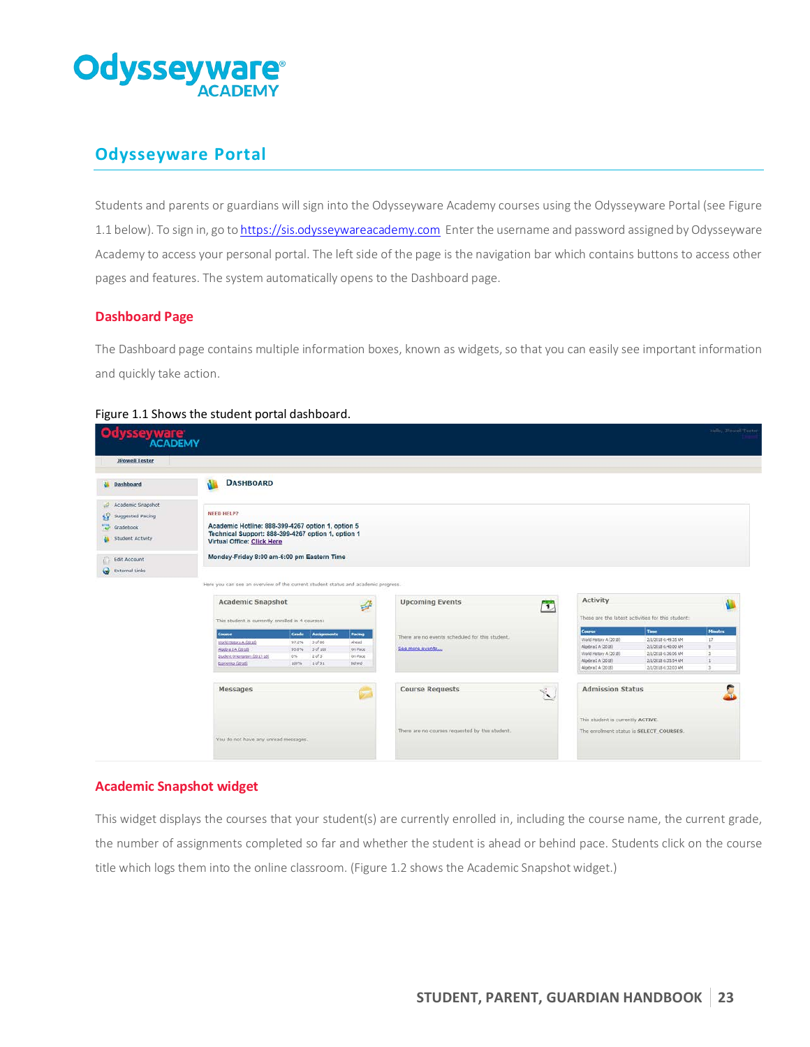# Odysseyware Portal

Students and parents or guardians will sign into the Odysseyware Academy courses using the Odysseyware Portal (see Figure 1.1 below). To sign in, go to https://sis.odysseywareacademy.com Enter the username and password assigned by Odysseyware Academy to access your personal portal. The left side of the page is the navigation bar which contains buttons to access other pages and features. The system automatically opens to the Dashboard page.

## Dashboard Page

The Dashboard page contains multiple information boxes, known as widgets, so that you can easily see important information and quickly take action.

Figure 1.1 Shows the student portal dashboard.

## Academic Snapshot widget

This widget displays the courses that your student(s) are currently enrolled in, including the course name, the current grade, the number of assignments completed so far and whether the student is ahead or behind pace. Students click on the course title which logs them into the online classroom. (Figure 1.2 shows the Academic Snapshot widget.)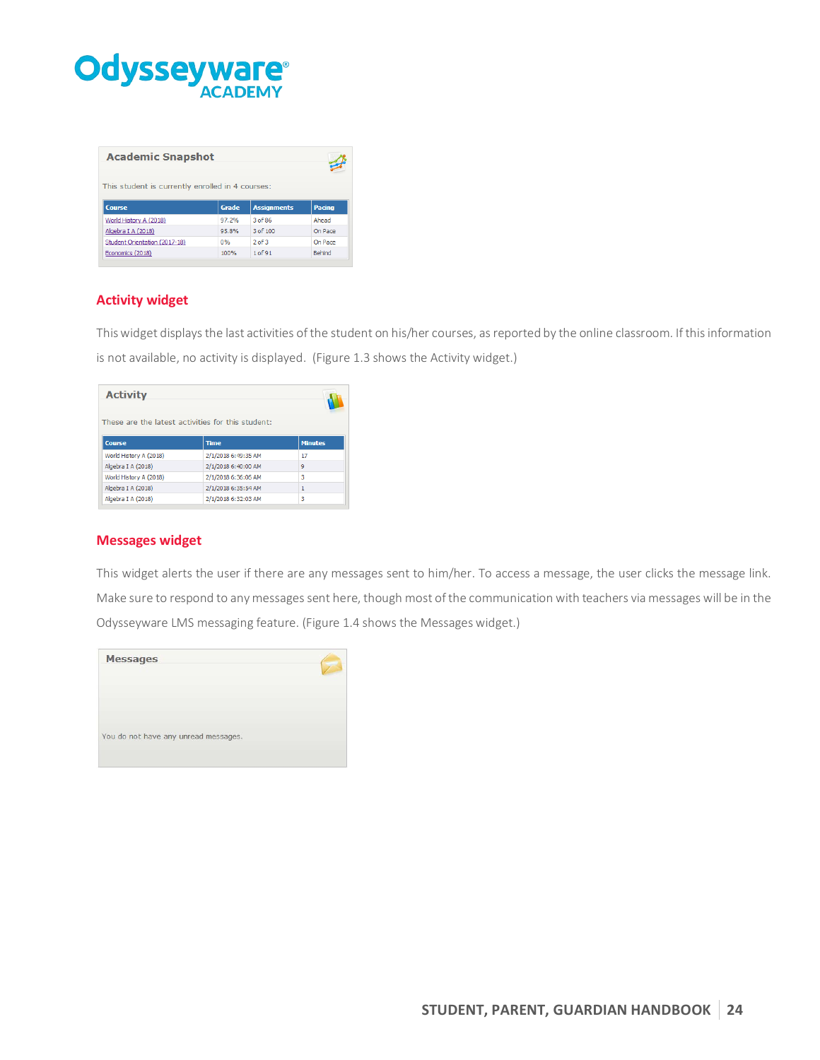## Academic Snapshot

This student is currently enrolled in 4 courses:

| Course | Grade | Assignments | Pacing |
|---|---|---|---|
| World History A (2018) | 97.2% | 3 of 86 | Ahead |
| Algebra I A (2018) | 95.8% | 3 of 100 | On Pace |
| Student Orientation (2017-18) | 0% | 2 of 3 | On Pace |
| Economics (2018) | 100% | 1 of 91 | Behind |

## Activity widget

This widget displays the last activities of the student on his/her courses, as reported by the online classroom. If this information is not available, no activity is displayed. (Figure 1.3 shows the Activity widget.)

### Activity

These are the latest activities for this student:

| Course | Time | Minutes |
|---|---|---|
| World History A (2018) | 2/1/2018 6:49:35 AM | 17 |
| Algebra I A (2018) | 2/1/2018 6:40:00 AM | 9 |
| World History A (2018) | 2/1/2018 6:36:06 AM | 3 |
| Algebra I A (2018) | 2/1/2018 6:35:54 AM | 1 |
| Algebra I A (2018) | 2/1/2018 6:32:03 AM | 3 |

## Messages widget

This widget alerts the user if there are any messages sent to him/her. To access a message, the user clicks the message link. Make sure to respond to any messages sent here, though most of the communication with teachers via messages will be in the Odysseyware LMS messaging feature. (Figure 1.4 shows the Messages widget.)

### Messages

You do not have any unread messages.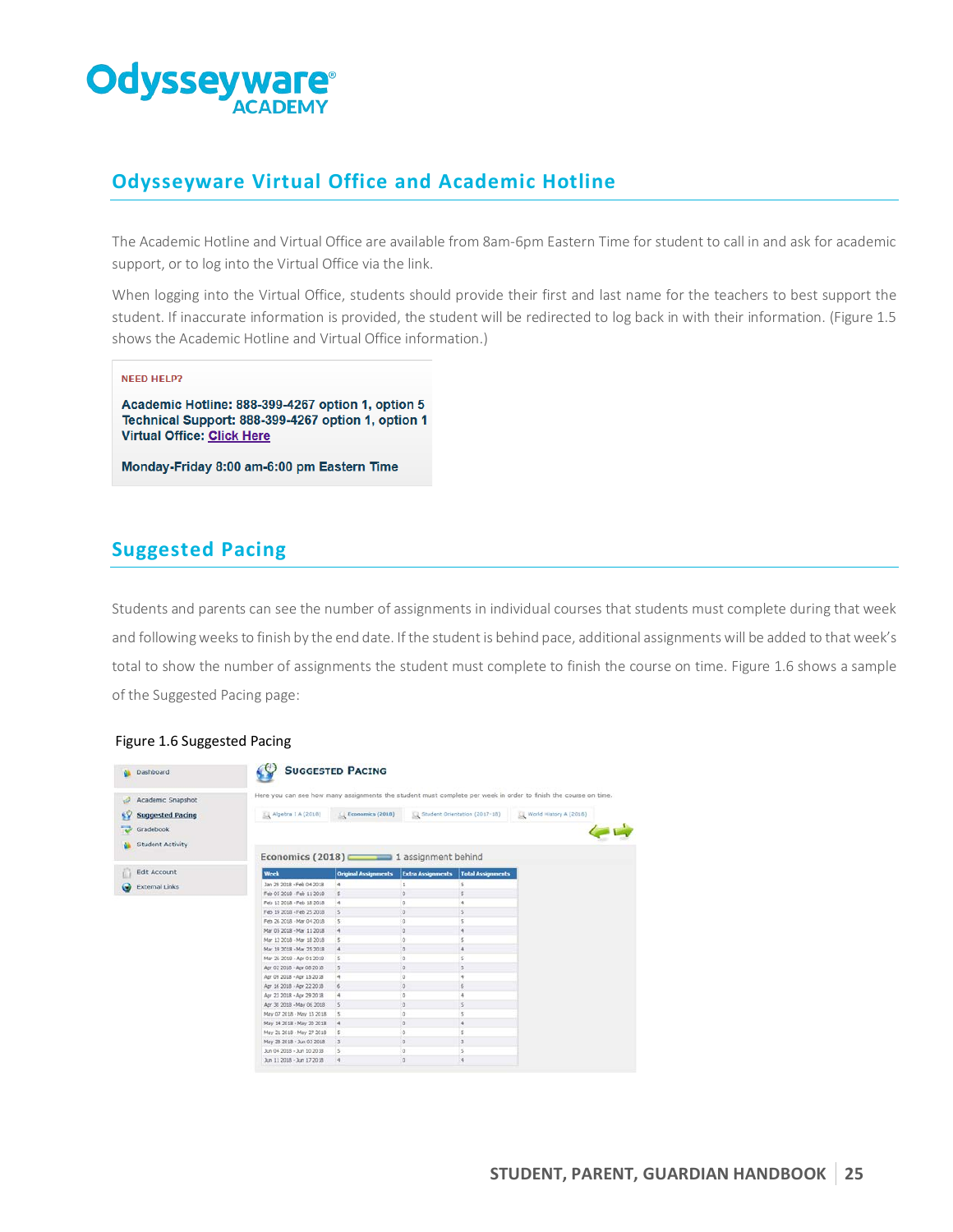## Odysseyware Virtual Office and Academic Hotline

The Academic Hotline and Virtual Office are available from 8am-6pm Eastern Time for student to call in and ask for academic support, or to log into the Virtual Office via the link.

When logging into the Virtual Office, students should provide their first and last name for the teachers to best support the student. If inaccurate information is provided, the student will be redirected to log back in with their information. (Figure 1.5 shows the Academic Hotline and Virtual Office information.)

**NEED HELP?**

**Academic Hotline: 888-399-4267 option 1, option 5**
**Technical Support: 888-399-4267 option 1, option 1**
**Virtual Office: Click Here**

**Monday-Friday 8:00 am-6:00 pm Eastern Time**

## Suggested Pacing

Students and parents can see the number of assignments in individual courses that students must complete during that week and following weeks to finish by the end date. If the student is behind pace, additional assignments will be added to that week's total to show the number of assignments the student must complete to finish the course on time. Figure 1.6 shows a sample of the Suggested Pacing page:

Figure 1.6 Suggested Pacing

Dashboard
Academic Snapshot
Suggested Pacing
Gradebook
Student Activity
Edit Account
External Links

**Suggested Pacing**

Here you can see how many assignments the student must complete per week in order to finish the course on time.

Algebra I A (2018) | Economics (2018) | Student Orientation (2017-18) | World History A (2018)

Economics (2018) 1 assignment behind

| Week | Original Assignments | Extra Assignments | Total Assignments |
|---|---|---|---|
| Jan 29 2018 - Feb 04 2018 | 4 | 1 | 5 |
| Feb 05 2018 - Feb 11 2018 | 5 | 0 | 5 |
| Feb 12 2018 - Feb 18 2018 | 4 | 0 | 4 |
| Feb 19 2018 - Feb 25 2018 | 5 | 0 | 5 |
| Feb 26 2018 - Mar 04 2018 | 5 | 0 | 5 |
| Mar 05 2018 - Mar 11 2018 | 4 | 0 | 4 |
| Mar 12 2018 - Mar 18 2018 | 5 | 0 | 5 |
| Mar 19 2018 - Mar 25 2018 | 4 | 0 | 4 |
| Mar 26 2018 - Apr 01 2018 | 5 | 0 | 5 |
| Apr 02 2018 - Apr 08 2018 | 5 | 0 | 5 |
| Apr 09 2018 - Apr 15 2018 | 4 | 0 | 4 |
| Apr 16 2018 - Apr 22 2018 | 6 | 0 | 6 |
| Apr 23 2018 - Apr 29 2018 | 4 | 0 | 4 |
| Apr 30 2018 - May 06 2018 | 5 | 0 | 5 |
| May 07 2018 - May 13 2018 | 5 | 0 | 5 |
| May 14 2018 - May 20 2018 | 4 | 0 | 4 |
| May 21 2018 - May 27 2018 | 5 | 0 | 5 |
| May 28 2018 - Jun 03 2018 | 3 | 0 | 3 |
| Jun 04 2018 - Jun 10 2018 | 5 | 0 | 5 |
| Jun 11 2018 - Jun 17 2018 | 4 | 0 | 4 |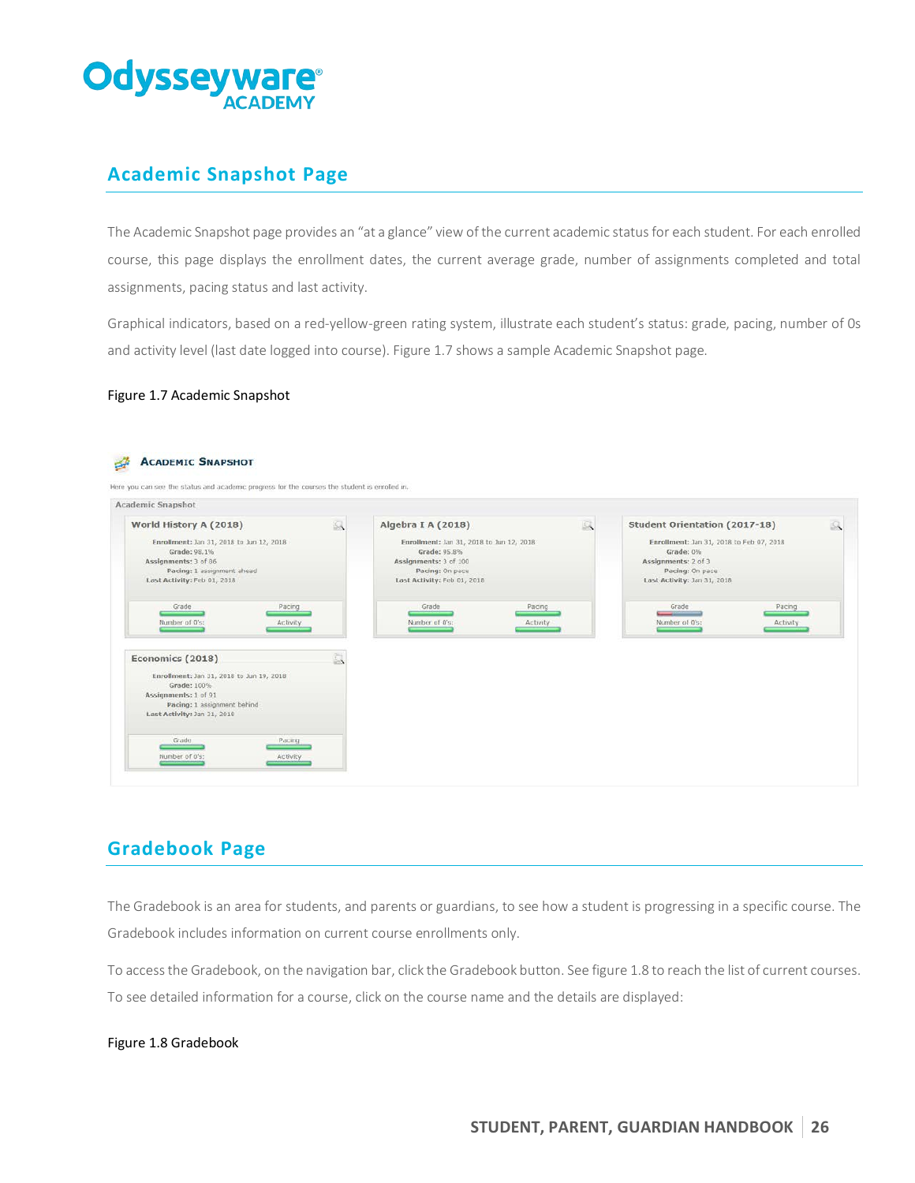## Academic Snapshot Page

The Academic Snapshot page provides an "at a glance" view of the current academic status for each student. For each enrolled course, this page displays the enrollment dates, the current average grade, number of assignments completed and total assignments, pacing status and last activity.

Graphical indicators, based on a red-yellow-green rating system, illustrate each student's status: grade, pacing, number of 0s and activity level (last date logged into course). Figure 1.7 shows a sample Academic Snapshot page.

Figure 1.7 Academic Snapshot

## Gradebook Page

The Gradebook is an area for students, and parents or guardians, to see how a student is progressing in a specific course. The Gradebook includes information on current course enrollments only.

To access the Gradebook, on the navigation bar, click the Gradebook button. See figure 1.8 to reach the list of current courses. To see detailed information for a course, click on the course name and the details are displayed:

Figure 1.8 Gradebook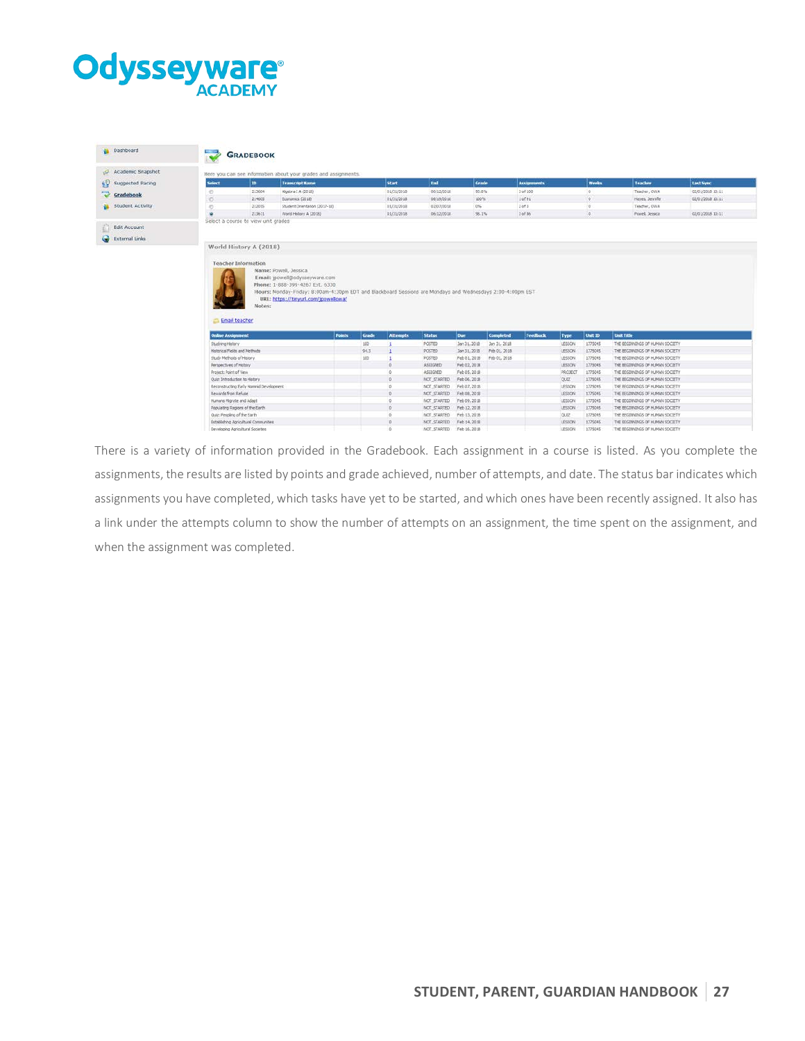Odysseyware ACADEMY

Dashboard

Academic Snapshot

Suggested Pacing

Gradebook

Student Activity

Edit Account

External Links

## Gradebook

Here you can see information about your grades and assignments.

| Select | ID | Transcript Name | Start | End | Grade | Assignments | Weeks | Teacher | Last Sync |
|---|---|---|---|---|---|---|---|---|---|
| ○ | 213604 | Algebra I A (2018) | 01/31/2018 | 06/12/2018 | 93.6% | 1 of 100 | 0 | Teacher, OWA | 02/01/2018 10:11 |
| ○ | 214603 | Economics (2018) | 01/31/2018 | 06/19/2018 | 100% | 1 of 91 | 0 | Hayes, Jennifer | 02/01/2018 10:11 |
| ○ | 212015 | Student Orientation (2017-18) | 01/31/2018 | 02/07/2018 | 0% | 1 of 3 | 0 | Teacher, OWA | |
| ● | 213611 | World History A (2018) | 01/31/2018 | 06/12/2018 | 98.1% | 1 of 96 | 0 | Powell, Jessica | 02/01/2018 10:11 |

Select a course to view unit grades

World History A (2018)

Teacher Information

Name: Powell, Jessica
Email: jpowell@odysseyware.com
Phone: 1-888-399-4267 Ext. 6330
Hours: Monday-Friday: 8:00am-4:30pm EDT and Blackboard Sessions are Mondays and Wednesdays 2:00-4:00pm EST
URL: https://tinyurl.com/jpowellowa/
Notes:

Email teacher

| Online Assignment | Points | Grade | Attempts | Status | Due | Completed | Feedback | Type | Unit ID | Unit Title |
|---|---|---|---|---|---|---|---|---|---|---|
| Studying History | | 100 | 1 | POSTED | Jan 31, 2018 | Jan 31, 2018 | | LESSON | 1775045 | THE BEGINNINGS OF HUMAN SOCIETY |
| Historical Fields and Methods | | 94.3 | 1 | POSTED | Jan 31, 2018 | Feb 01, 2018 | | LESSON | 1775045 | THE BEGINNINGS OF HUMAN SOCIETY |
| Study Methods of History | | 100 | 1 | POSTED | Feb 01, 2018 | Feb 01, 2018 | | LESSON | 1775045 | THE BEGINNINGS OF HUMAN SOCIETY |
| Perspectives of History | | | 0 | ASSIGNED | Feb 02, 2018 | | | LESSON | 1775045 | THE BEGINNINGS OF HUMAN SOCIETY |
| Project: Point of View | | | 0 | ASSIGNED | Feb 05, 2018 | | | PROJECT | 1775045 | THE BEGINNINGS OF HUMAN SOCIETY |
| Quiz: Introduction to History | | | 0 | NOT_STARTED | Feb 06, 2018 | | | QUIZ | 1775045 | THE BEGINNINGS OF HUMAN SOCIETY |
| Reconstructing Early Hominid Development | | | 0 | NOT_STARTED | Feb 07, 2018 | | | LESSON | 1775045 | THE BEGINNINGS OF HUMAN SOCIETY |
| Rewards from Refuse | | | 0 | NOT_STARTED | Feb 08, 2018 | | | LESSON | 1775045 | THE BEGINNINGS OF HUMAN SOCIETY |
| Humans Migrate and Adapt | | | 0 | NOT_STARTED | Feb 09, 2018 | | | LESSON | 1775045 | THE BEGINNINGS OF HUMAN SOCIETY |
| Populating Regions of the Earth | | | 0 | NOT_STARTED | Feb 12, 2018 | | | LESSON | 1775045 | THE BEGINNINGS OF HUMAN SOCIETY |
| Quiz: Peopling of the Earth | | | 0 | NOT_STARTED | Feb 13, 2018 | | | QUIZ | 1775045 | THE BEGINNINGS OF HUMAN SOCIETY |
| Establishing Agricultural Communities | | | 0 | NOT_STARTED | Feb 14, 2018 | | | LESSON | 1775045 | THE BEGINNINGS OF HUMAN SOCIETY |
| Developing Agricultural Societies | | | 0 | NOT_STARTED | Feb 16, 2018 | | | LESSON | 1775045 | THE BEGINNINGS OF HUMAN SOCIETY |

There is a variety of information provided in the Gradebook. Each assignment in a course is listed. As you complete the assignments, the results are listed by points and grade achieved, number of attempts, and date. The status bar indicates which assignments you have completed, which tasks have yet to be started, and which ones have been recently assigned. It also has a link under the attempts column to show the number of attempts on an assignment, the time spent on the assignment, and when the assignment was completed.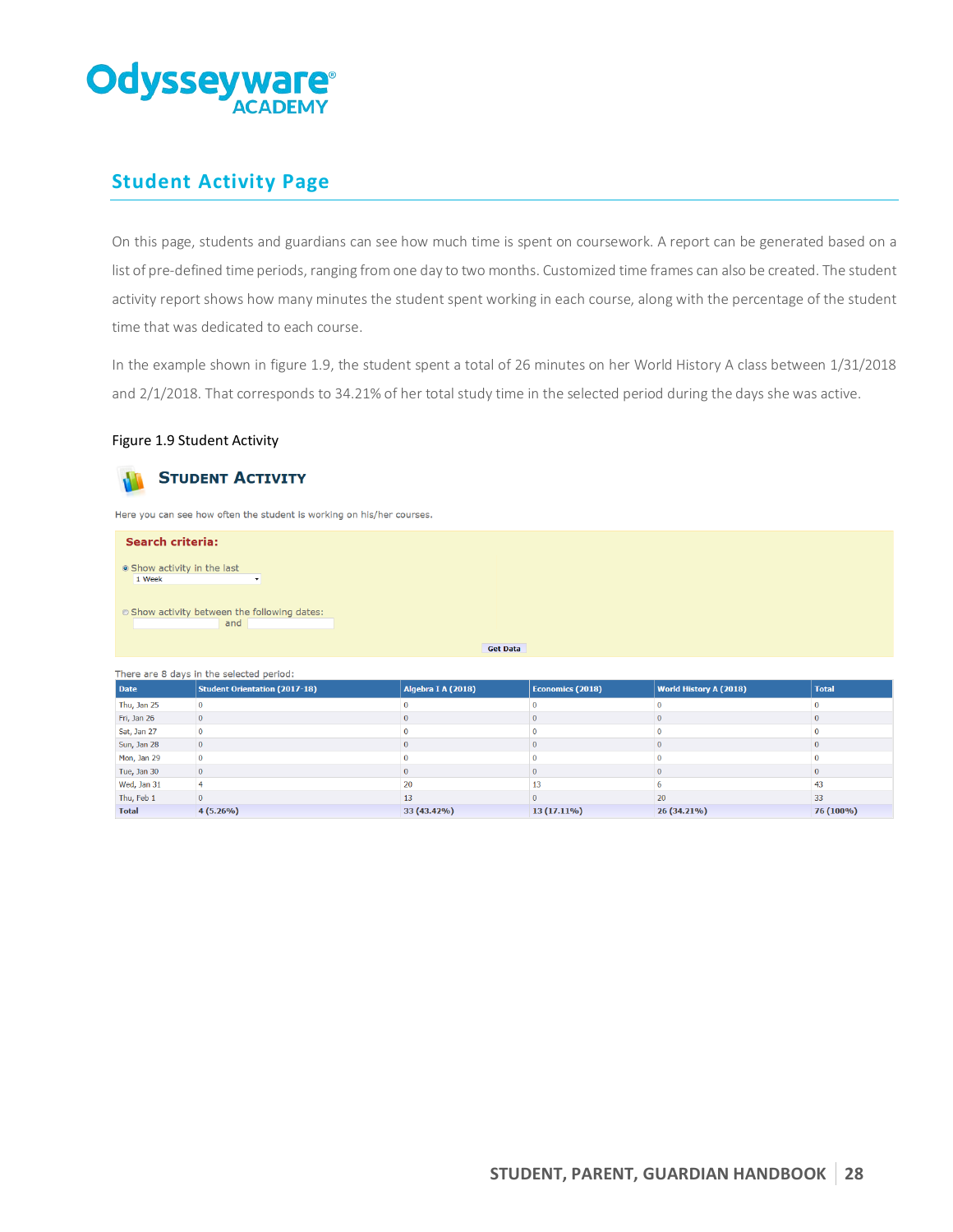## Student Activity Page

On this page, students and guardians can see how much time is spent on coursework. A report can be generated based on a list of pre-defined time periods, ranging from one day to two months. Customized time frames can also be created. The student activity report shows how many minutes the student spent working in each course, along with the percentage of the student time that was dedicated to each course.

In the example shown in figure 1.9, the student spent a total of 26 minutes on her World History A class between 1/31/2018 and 2/1/2018. That corresponds to 34.21% of her total study time in the selected period during the days she was active.

Figure 1.9 Student Activity

### STUDENT ACTIVITY

Here you can see how often the student is working on his/her courses.

**Search criteria:**

- Show activity in the last: 1 Week
- Show activity between the following dates: ____ and ____

Get Data

There are 8 days in the selected period:

| Date | Student Orientation (2017-18) | Algebra I A (2018) | Economics (2018) | World History A (2018) | Total |
|---|---|---|---|---|---|
| Thu, Jan 25 | 0 | 0 | 0 | 0 | 0 |
| Fri, Jan 26 | 0 | 0 | 0 | 0 | 0 |
| Sat, Jan 27 | 0 | 0 | 0 | 0 | 0 |
| Sun, Jan 28 | 0 | 0 | 0 | 0 | 0 |
| Mon, Jan 29 | 0 | 0 | 0 | 0 | 0 |
| Tue, Jan 30 | 0 | 0 | 0 | 0 | 0 |
| Wed, Jan 31 | 4 | 20 | 13 | 6 | 43 |
| Thu, Feb 1 | 0 | 13 | 0 | 20 | 33 |
| **Total** | **4 (5.26%)** | **33 (43.42%)** | **13 (17.11%)** | **26 (34.21%)** | **76 (100%)** |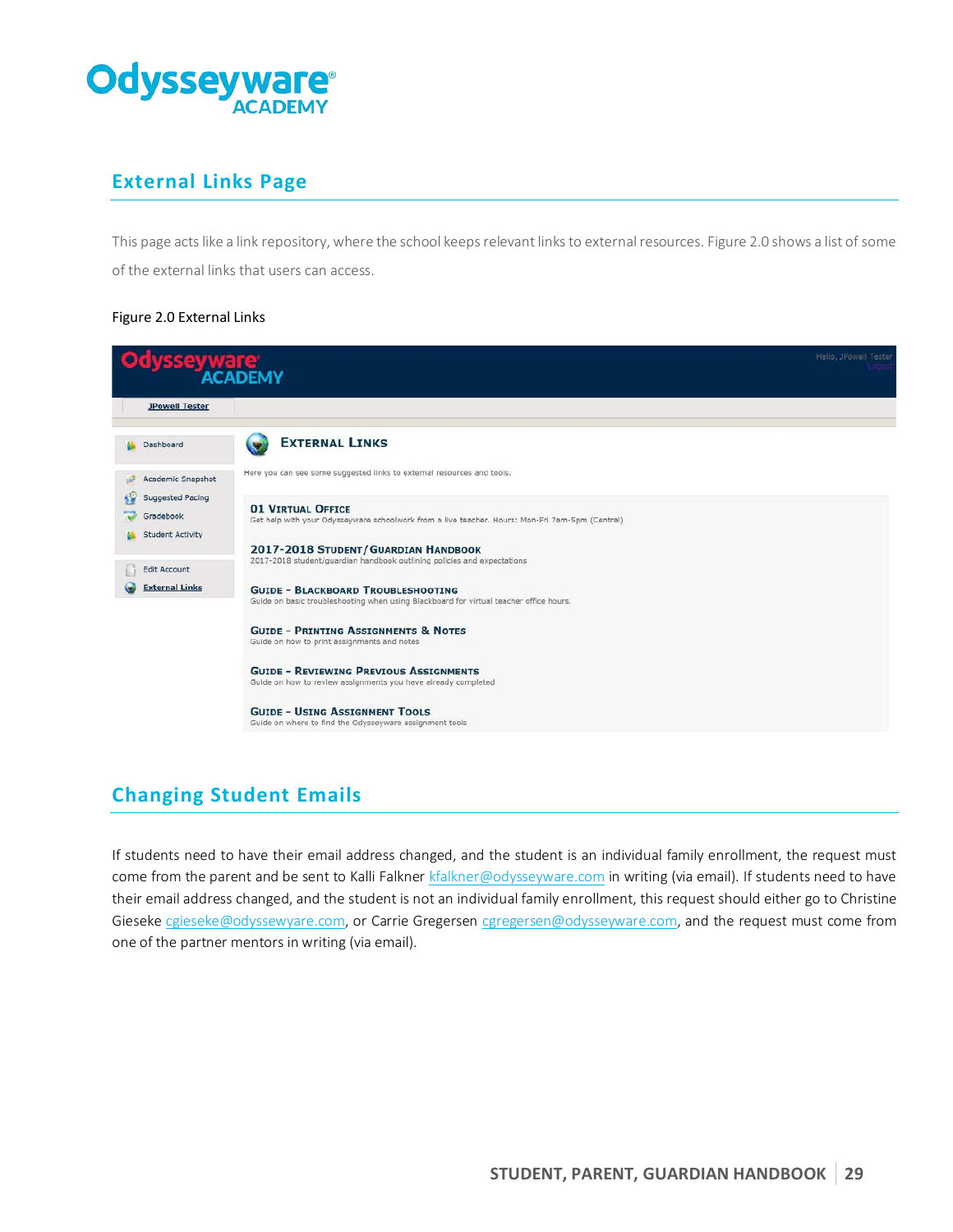## External Links Page

This page acts like a link repository, where the school keeps relevant links to external resources. Figure 2.0 shows a list of some of the external links that users can access.

Figure 2.0 External Links

## Changing Student Emails

If students need to have their email address changed, and the student is an individual family enrollment, the request must come from the parent and be sent to Kalli Falkner kfalkner@odysseyware.com in writing (via email). If students need to have their email address changed, and the student is not an individual family enrollment, this request should either go to Christine Gieseke cgieseke@odyssewyare.com, or Carrie Gregersen cgregersen@odysseyware.com, and the request must come from one of the partner mentors in writing (via email).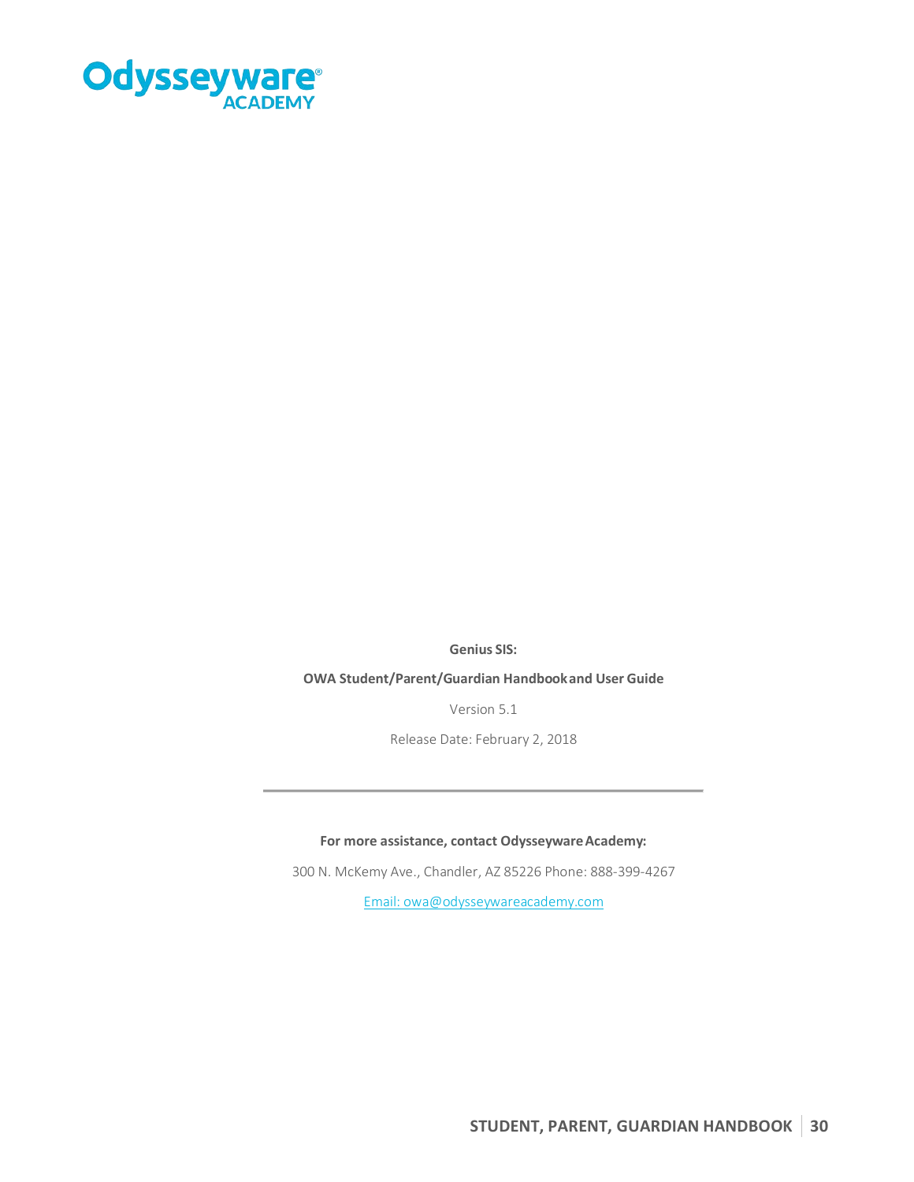**Odysseyware ACADEMY**

**Genius SIS:**

**OWA Student/Parent/Guardian Handbook and User Guide**

Version 5.1

Release Date: February 2, 2018

---

**For more assistance, contact Odysseyware Academy:**

300 N. McKemy Ave., Chandler, AZ 85226 Phone: 888-399-4267

Email: owa@odysseywareacademy.com